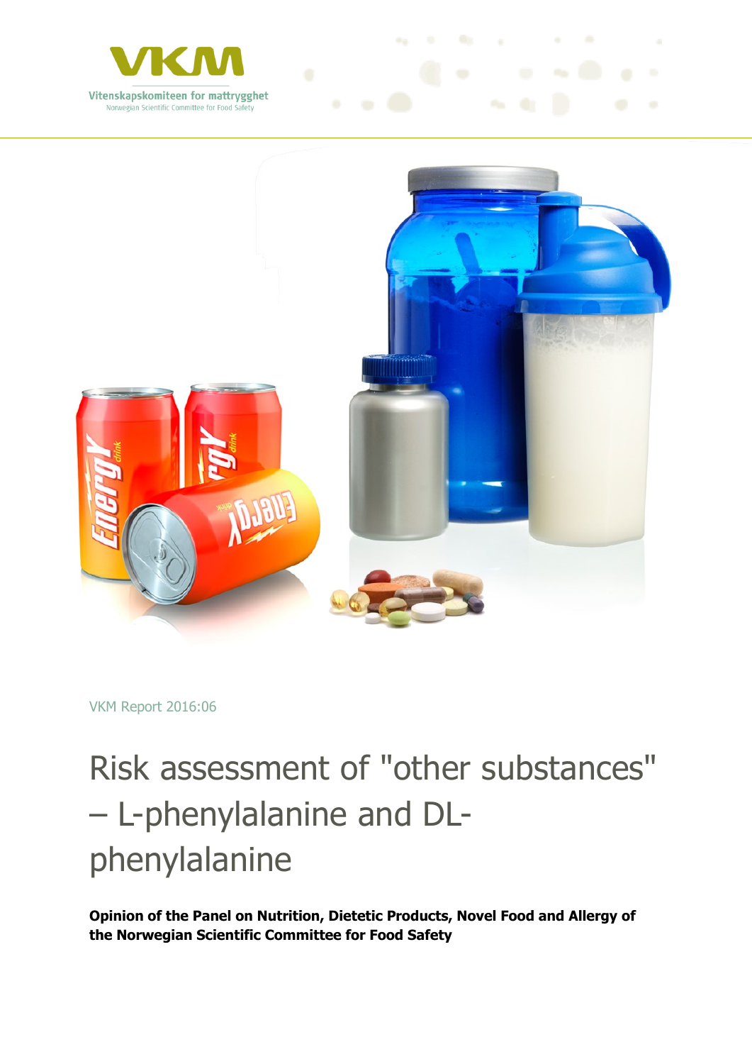VKM

Vitenskapskomiteen for mattrygghet
Norwegian Scientific Committee for Food Safety

VKM Report 2016:06

# Risk assessment of "other substances" – L-phenylalanine and DL-phenylalanine

**Opinion of the Panel on Nutrition, Dietetic Products, Novel Food and Allergy of the Norwegian Scientific Committee for Food Safety**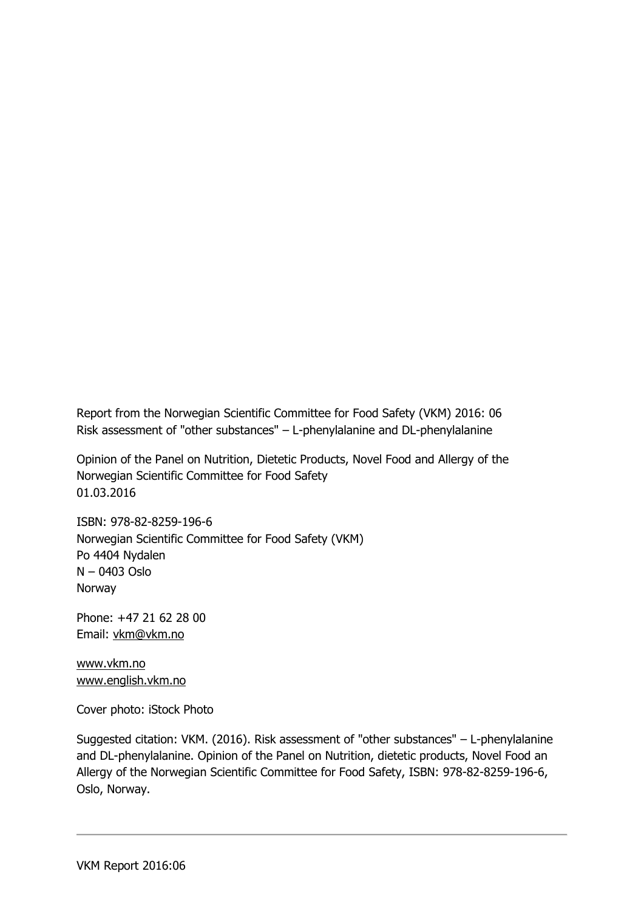Report from the Norwegian Scientific Committee for Food Safety (VKM) 2016: 06
Risk assessment of "other substances" – L-phenylalanine and DL-phenylalanine

Opinion of the Panel on Nutrition, Dietetic Products, Novel Food and Allergy of the Norwegian Scientific Committee for Food Safety
01.03.2016

ISBN: 978-82-8259-196-6
Norwegian Scientific Committee for Food Safety (VKM)
Po 4404 Nydalen
N – 0403 Oslo
Norway

Phone: +47 21 62 28 00
Email: vkm@vkm.no

www.vkm.no
www.english.vkm.no

Cover photo: iStock Photo

Suggested citation: VKM. (2016). Risk assessment of "other substances" – L-phenylalanine and DL-phenylalanine. Opinion of the Panel on Nutrition, dietetic products, Novel Food an Allergy of the Norwegian Scientific Committee for Food Safety, ISBN: 978-82-8259-196-6, Oslo, Norway.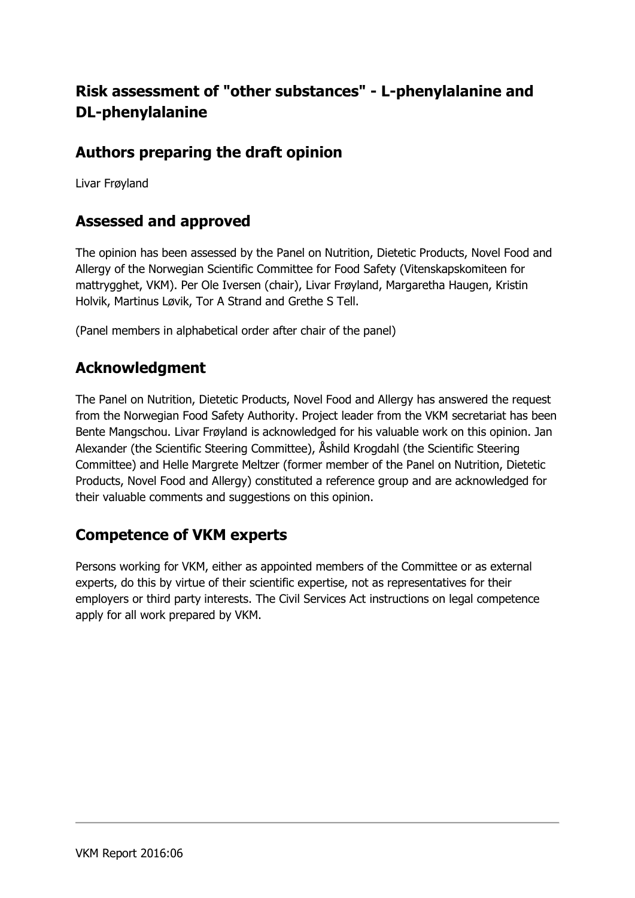# Risk assessment of "other substances" - L-phenylalanine and DL-phenylalanine

## Authors preparing the draft opinion

Livar Frøyland

## Assessed and approved

The opinion has been assessed by the Panel on Nutrition, Dietetic Products, Novel Food and Allergy of the Norwegian Scientific Committee for Food Safety (Vitenskapskomiteen for mattrygghet, VKM). Per Ole Iversen (chair), Livar Frøyland, Margaretha Haugen, Kristin Holvik, Martinus Løvik, Tor A Strand and Grethe S Tell.

(Panel members in alphabetical order after chair of the panel)

## Acknowledgment

The Panel on Nutrition, Dietetic Products, Novel Food and Allergy has answered the request from the Norwegian Food Safety Authority. Project leader from the VKM secretariat has been Bente Mangschou. Livar Frøyland is acknowledged for his valuable work on this opinion. Jan Alexander (the Scientific Steering Committee), Åshild Krogdahl (the Scientific Steering Committee) and Helle Margrete Meltzer (former member of the Panel on Nutrition, Dietetic Products, Novel Food and Allergy) constituted a reference group and are acknowledged for their valuable comments and suggestions on this opinion.

## Competence of VKM experts

Persons working for VKM, either as appointed members of the Committee or as external experts, do this by virtue of their scientific expertise, not as representatives for their employers or third party interests. The Civil Services Act instructions on legal competence apply for all work prepared by VKM.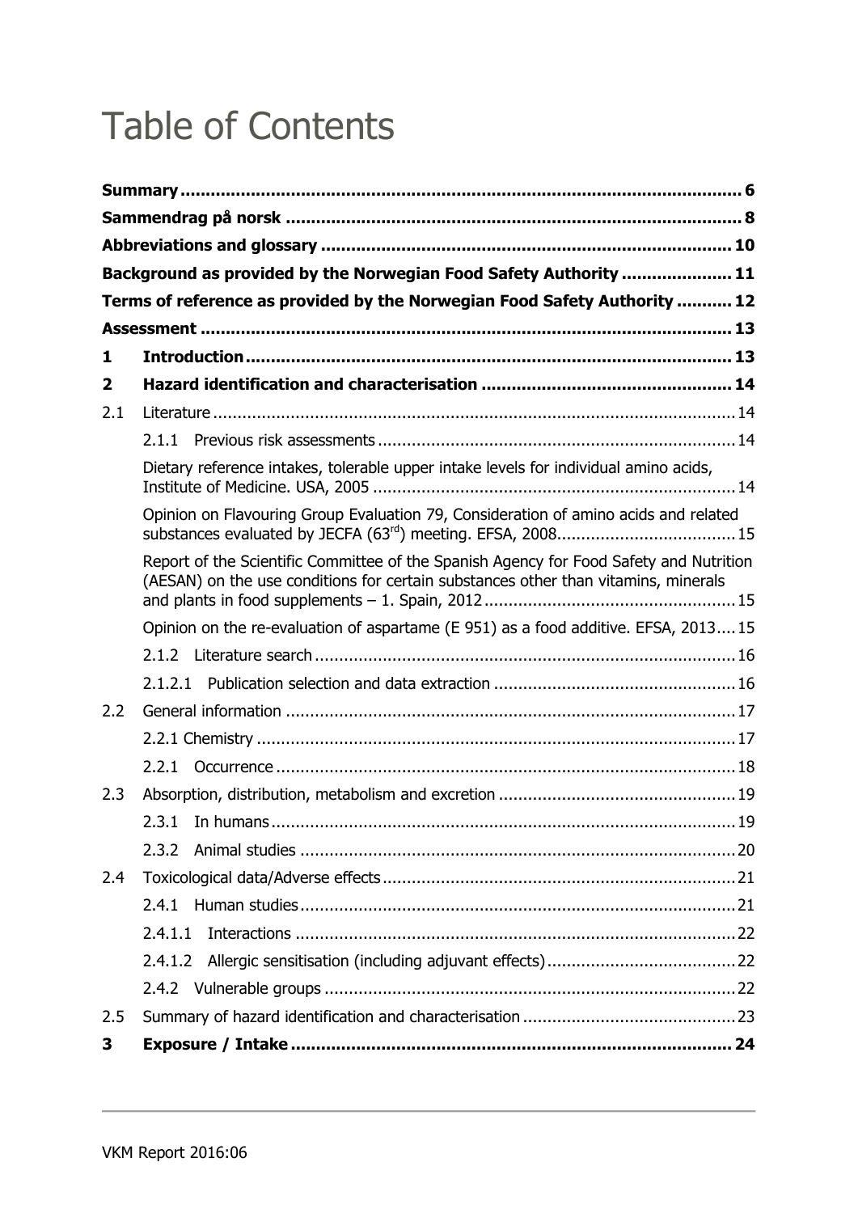# Table of Contents

**Summary** ...... 6

**Sammendrag på norsk** ...... 8

**Abbreviations and glossary** ...... 10

**Background as provided by the Norwegian Food Safety Authority** ...... 11

**Terms of reference as provided by the Norwegian Food Safety Authority** ...... 12

**Assessment** ...... 13

**1 Introduction** ...... 13

**2 Hazard identification and characterisation** ...... 14

2.1 Literature ...... 14

- 2.1.1 Previous risk assessments ...... 14
  - Dietary reference intakes, tolerable upper intake levels for individual amino acids, Institute of Medicine. USA, 2005 ...... 14
  - Opinion on Flavouring Group Evaluation 79, Consideration of amino acids and related substances evaluated by JECFA (63$^{rd}$) meeting. EFSA, 2008 ...... 15
  - Report of the Scientific Committee of the Spanish Agency for Food Safety and Nutrition (AESAN) on the use conditions for certain substances other than vitamins, minerals and plants in food supplements – 1. Spain, 2012 ...... 15
  - Opinion on the re-evaluation of aspartame (E 951) as a food additive. EFSA, 2013 ...... 15
- 2.1.2 Literature search ...... 16
- 2.1.2.1 Publication selection and data extraction ...... 16

2.2 General information ...... 17

- 2.2.1 Chemistry ...... 17
- 2.2.1 Occurrence ...... 18

2.3 Absorption, distribution, metabolism and excretion ...... 19

- 2.3.1 In humans ...... 19
- 2.3.2 Animal studies ...... 20

2.4 Toxicological data/Adverse effects ...... 21

- 2.4.1 Human studies ...... 21
- 2.4.1.1 Interactions ...... 22
- 2.4.1.2 Allergic sensitisation (including adjuvant effects) ...... 22
- 2.4.2 Vulnerable groups ...... 22

2.5 Summary of hazard identification and characterisation ...... 23

**3 Exposure / Intake** ...... 24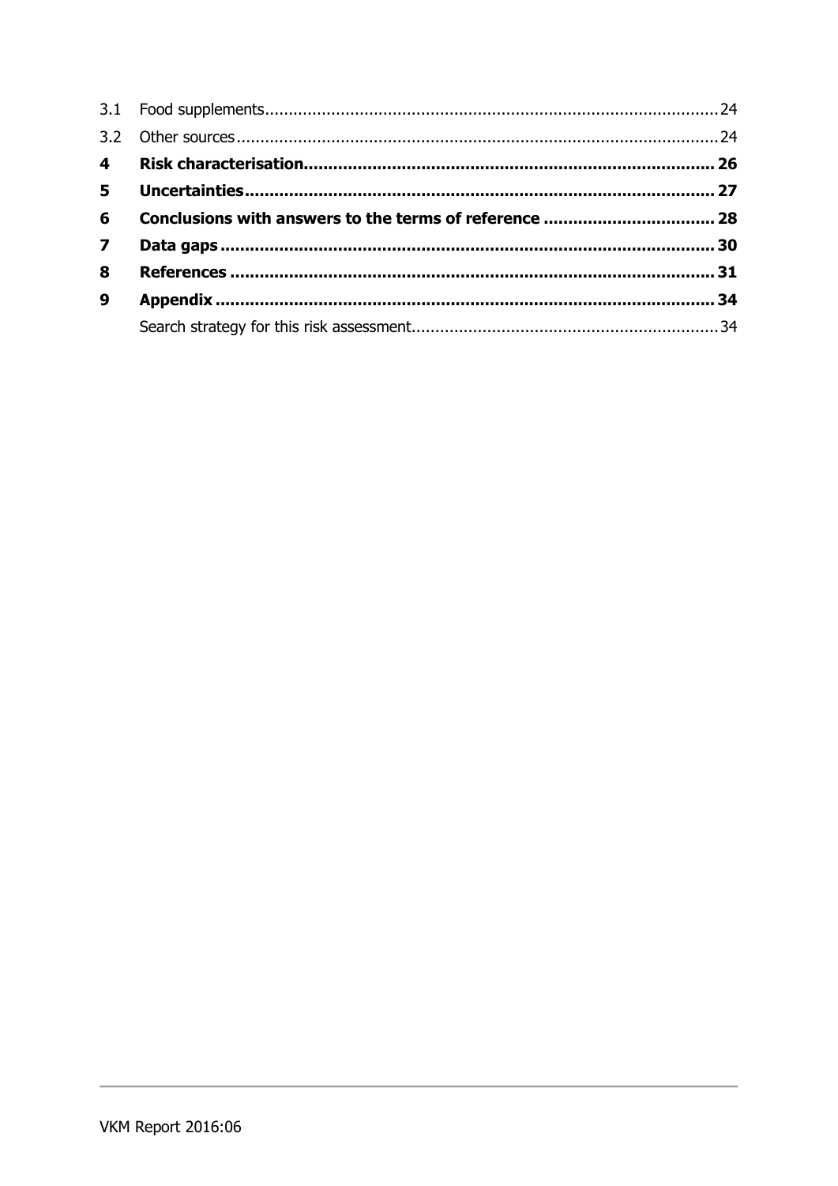3.1 Food supplements ........................................................ 24

3.2 Other sources ........................................................ 24

**4 Risk characterisation ........................................................ 26**

**5 Uncertainties ........................................................ 27**

**6 Conclusions with answers to the terms of reference ........................................................ 28**

**7 Data gaps ........................................................ 30**

**8 References ........................................................ 31**

**9 Appendix ........................................................ 34**

Search strategy for this risk assessment ........................................................ 34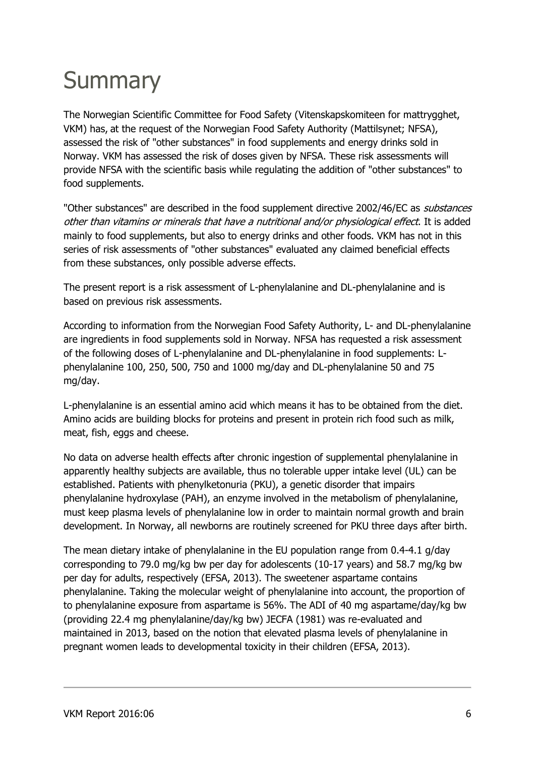# Summary

The Norwegian Scientific Committee for Food Safety (Vitenskapskomiteen for mattrygghet, VKM) has, at the request of the Norwegian Food Safety Authority (Mattilsynet; NFSA), assessed the risk of "other substances" in food supplements and energy drinks sold in Norway. VKM has assessed the risk of doses given by NFSA. These risk assessments will provide NFSA with the scientific basis while regulating the addition of "other substances" to food supplements.

"Other substances" are described in the food supplement directive 2002/46/EC as *substances other than vitamins or minerals that have a nutritional and/or physiological effect*. It is added mainly to food supplements, but also to energy drinks and other foods. VKM has not in this series of risk assessments of "other substances" evaluated any claimed beneficial effects from these substances, only possible adverse effects.

The present report is a risk assessment of L-phenylalanine and DL-phenylalanine and is based on previous risk assessments.

According to information from the Norwegian Food Safety Authority, L- and DL-phenylalanine are ingredients in food supplements sold in Norway. NFSA has requested a risk assessment of the following doses of L-phenylalanine and DL-phenylalanine in food supplements: L-phenylalanine 100, 250, 500, 750 and 1000 mg/day and DL-phenylalanine 50 and 75 mg/day.

L-phenylalanine is an essential amino acid which means it has to be obtained from the diet. Amino acids are building blocks for proteins and present in protein rich food such as milk, meat, fish, eggs and cheese.

No data on adverse health effects after chronic ingestion of supplemental phenylalanine in apparently healthy subjects are available, thus no tolerable upper intake level (UL) can be established. Patients with phenylketonuria (PKU), a genetic disorder that impairs phenylalanine hydroxylase (PAH), an enzyme involved in the metabolism of phenylalanine, must keep plasma levels of phenylalanine low in order to maintain normal growth and brain development. In Norway, all newborns are routinely screened for PKU three days after birth.

The mean dietary intake of phenylalanine in the EU population range from 0.4-4.1 g/day corresponding to 79.0 mg/kg bw per day for adolescents (10-17 years) and 58.7 mg/kg bw per day for adults, respectively (EFSA, 2013). The sweetener aspartame contains phenylalanine. Taking the molecular weight of phenylalanine into account, the proportion of to phenylalanine exposure from aspartame is 56%. The ADI of 40 mg aspartame/day/kg bw (providing 22.4 mg phenylalanine/day/kg bw) JECFA (1981) was re-evaluated and maintained in 2013, based on the notion that elevated plasma levels of phenylalanine in pregnant women leads to developmental toxicity in their children (EFSA, 2013).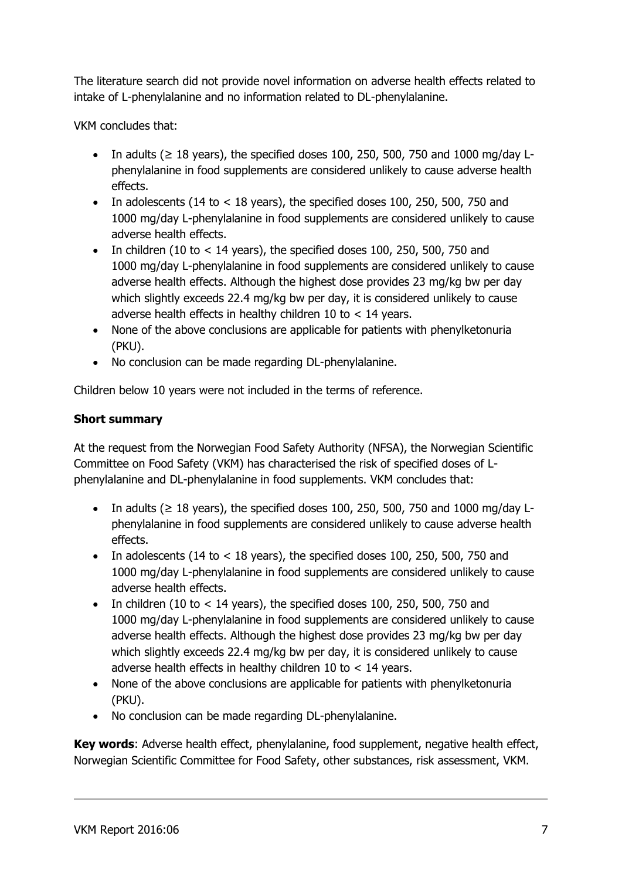The literature search did not provide novel information on adverse health effects related to intake of L-phenylalanine and no information related to DL-phenylalanine.

VKM concludes that:

- In adults (≥ 18 years), the specified doses 100, 250, 500, 750 and 1000 mg/day L-phenylalanine in food supplements are considered unlikely to cause adverse health effects.
- In adolescents (14 to < 18 years), the specified doses 100, 250, 500, 750 and 1000 mg/day L-phenylalanine in food supplements are considered unlikely to cause adverse health effects.
- In children (10 to < 14 years), the specified doses 100, 250, 500, 750 and 1000 mg/day L-phenylalanine in food supplements are considered unlikely to cause adverse health effects. Although the highest dose provides 23 mg/kg bw per day which slightly exceeds 22.4 mg/kg bw per day, it is considered unlikely to cause adverse health effects in healthy children 10 to < 14 years.
- None of the above conclusions are applicable for patients with phenylketonuria (PKU).
- No conclusion can be made regarding DL-phenylalanine.

Children below 10 years were not included in the terms of reference.

**Short summary**

At the request from the Norwegian Food Safety Authority (NFSA), the Norwegian Scientific Committee on Food Safety (VKM) has characterised the risk of specified doses of L-phenylalanine and DL-phenylalanine in food supplements. VKM concludes that:

- In adults (≥ 18 years), the specified doses 100, 250, 500, 750 and 1000 mg/day L-phenylalanine in food supplements are considered unlikely to cause adverse health effects.
- In adolescents (14 to < 18 years), the specified doses 100, 250, 500, 750 and 1000 mg/day L-phenylalanine in food supplements are considered unlikely to cause adverse health effects.
- In children (10 to < 14 years), the specified doses 100, 250, 500, 750 and 1000 mg/day L-phenylalanine in food supplements are considered unlikely to cause adverse health effects. Although the highest dose provides 23 mg/kg bw per day which slightly exceeds 22.4 mg/kg bw per day, it is considered unlikely to cause adverse health effects in healthy children 10 to < 14 years.
- None of the above conclusions are applicable for patients with phenylketonuria (PKU).
- No conclusion can be made regarding DL-phenylalanine.

**Key words**: Adverse health effect, phenylalanine, food supplement, negative health effect, Norwegian Scientific Committee for Food Safety, other substances, risk assessment, VKM.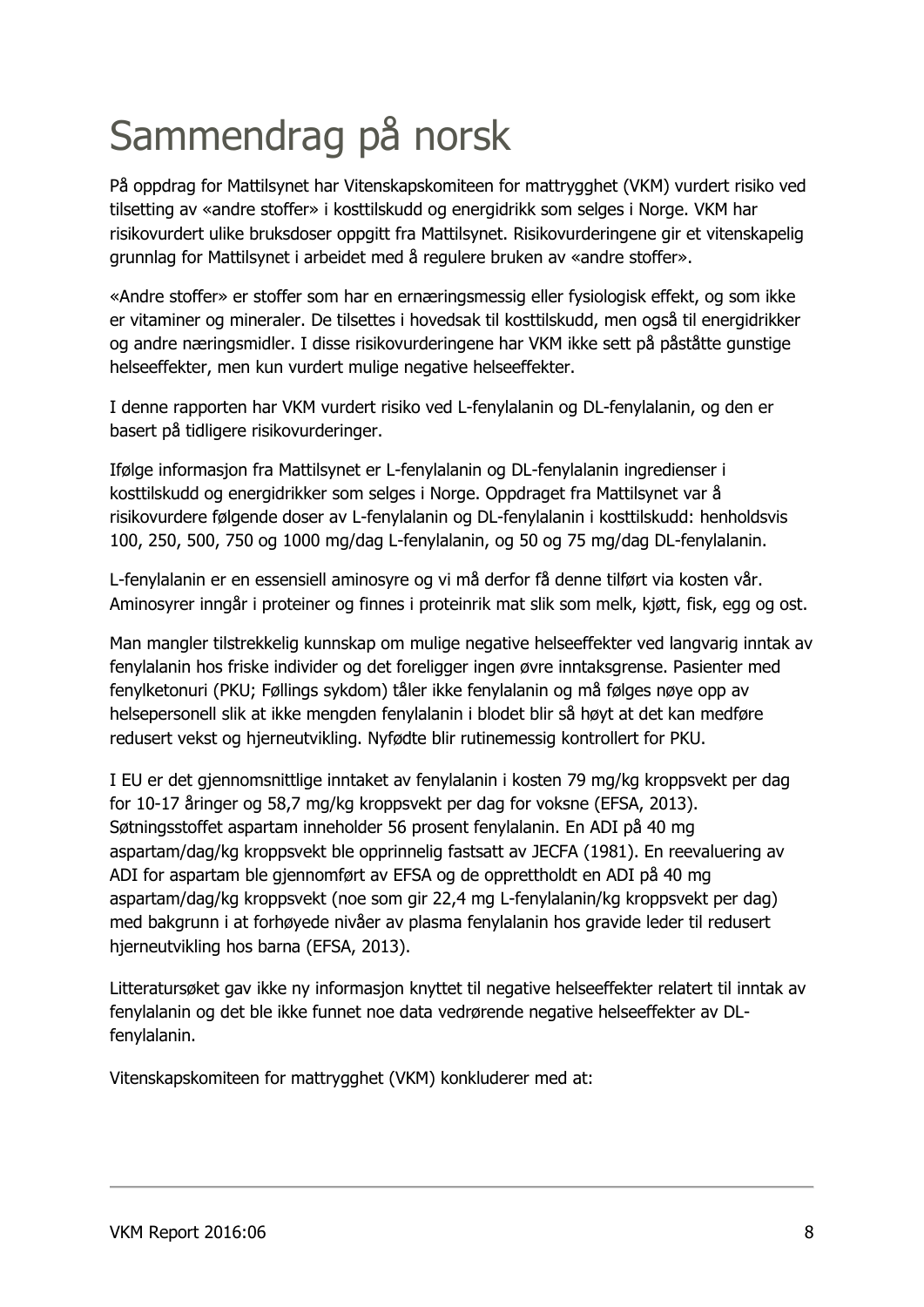# Sammendrag på norsk

På oppdrag for Mattilsynet har Vitenskapskomiteen for mattrygghet (VKM) vurdert risiko ved tilsetting av «andre stoffer» i kosttilskudd og energidrikk som selges i Norge. VKM har risikovurdert ulike bruksdoser oppgitt fra Mattilsynet. Risikovurderingene gir et vitenskapelig grunnlag for Mattilsynet i arbeidet med å regulere bruken av «andre stoffer».

«Andre stoffer» er stoffer som har en ernæringsmessig eller fysiologisk effekt, og som ikke er vitaminer og mineraler. De tilsettes i hovedsak til kosttilskudd, men også til energidrikker og andre næringsmidler. I disse risikovurderingene har VKM ikke sett på påståtte gunstige helseeffekter, men kun vurdert mulige negative helseeffekter.

I denne rapporten har VKM vurdert risiko ved L-fenylalanin og DL-fenylalanin, og den er basert på tidligere risikovurderinger.

Ifølge informasjon fra Mattilsynet er L-fenylalanin og DL-fenylalanin ingredienser i kosttilskudd og energidrikker som selges i Norge. Oppdraget fra Mattilsynet var å risikovurdere følgende doser av L-fenylalanin og DL-fenylalanin i kosttilskudd: henholdsvis 100, 250, 500, 750 og 1000 mg/dag L-fenylalanin, og 50 og 75 mg/dag DL-fenylalanin.

L-fenylalanin er en essensiell aminosyre og vi må derfor få denne tilført via kosten vår. Aminosyrer inngår i proteiner og finnes i proteinrik mat slik som melk, kjøtt, fisk, egg og ost.

Man mangler tilstrekkelig kunnskap om mulige negative helseeffekter ved langvarig inntak av fenylalanin hos friske individer og det foreligger ingen øvre inntaksgrense. Pasienter med fenylketonuri (PKU; Føllings sykdom) tåler ikke fenylalanin og må følges nøye opp av helsepersonell slik at ikke mengden fenylalanin i blodet blir så høyt at det kan medføre redusert vekst og hjerneutvikling. Nyfødte blir rutinemessig kontrollert for PKU.

I EU er det gjennomsnittlige inntaket av fenylalanin i kosten 79 mg/kg kroppsvekt per dag for 10-17 åringer og 58,7 mg/kg kroppsvekt per dag for voksne (EFSA, 2013). Søtningsstoffet aspartam inneholder 56 prosent fenylalanin. En ADI på 40 mg aspartam/dag/kg kroppsvekt ble opprinnelig fastsatt av JECFA (1981). En reevaluering av ADI for aspartam ble gjennomført av EFSA og de opprettholdt en ADI på 40 mg aspartam/dag/kg kroppsvekt (noe som gir 22,4 mg L-fenylalanin/kg kroppsvekt per dag) med bakgrunn i at forhøyede nivåer av plasma fenylalanin hos gravide leder til redusert hjerneutvikling hos barna (EFSA, 2013).

Litteratursøket gav ikke ny informasjon knyttet til negative helseeffekter relatert til inntak av fenylalanin og det ble ikke funnet noe data vedrørende negative helseeffekter av DL-fenylalanin.

Vitenskapskomiteen for mattrygghet (VKM) konkluderer med at: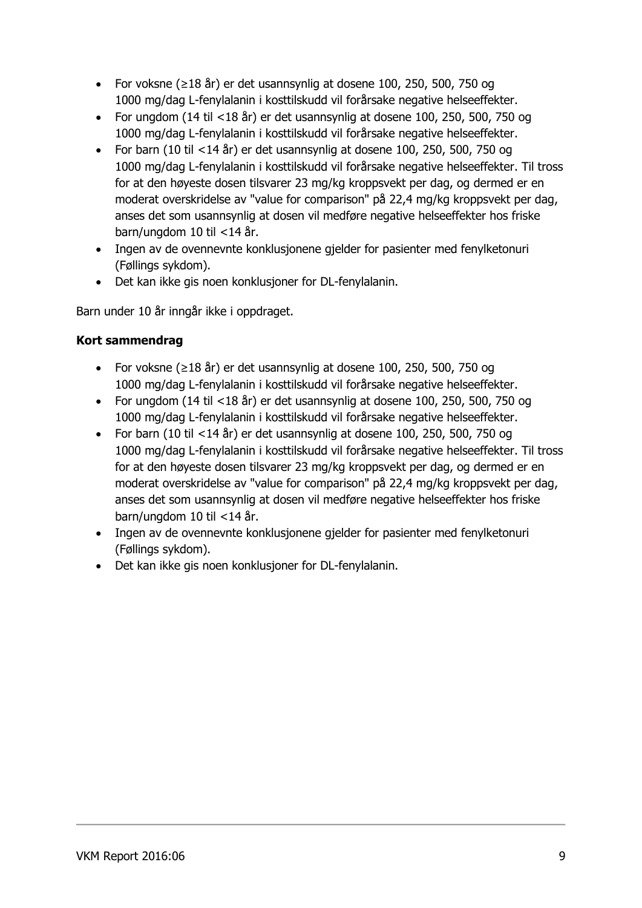- For voksne (≥18 år) er det usannsynlig at dosene 100, 250, 500, 750 og 1000 mg/dag L-fenylalanin i kosttilskudd vil forårsake negative helseeffekter.
- For ungdom (14 til <18 år) er det usannsynlig at dosene 100, 250, 500, 750 og 1000 mg/dag L-fenylalanin i kosttilskudd vil forårsake negative helseeffekter.
- For barn (10 til <14 år) er det usannsynlig at dosene 100, 250, 500, 750 og 1000 mg/dag L-fenylalanin i kosttilskudd vil forårsake negative helseeffekter. Til tross for at den høyeste dosen tilsvarer 23 mg/kg kroppsvekt per dag, og dermed er en moderat overskridelse av "value for comparison" på 22,4 mg/kg kroppsvekt per dag, anses det som usannsynlig at dosen vil medføre negative helseeffekter hos friske barn/ungdom 10 til <14 år.
- Ingen av de ovennevnte konklusjonene gjelder for pasienter med fenylketonuri (Føllings sykdom).
- Det kan ikke gis noen konklusjoner for DL-fenylalanin.

Barn under 10 år inngår ikke i oppdraget.

**Kort sammendrag**

- For voksne (≥18 år) er det usannsynlig at dosene 100, 250, 500, 750 og 1000 mg/dag L-fenylalanin i kosttilskudd vil forårsake negative helseeffekter.
- For ungdom (14 til <18 år) er det usannsynlig at dosene 100, 250, 500, 750 og 1000 mg/dag L-fenylalanin i kosttilskudd vil forårsake negative helseeffekter.
- For barn (10 til <14 år) er det usannsynlig at dosene 100, 250, 500, 750 og 1000 mg/dag L-fenylalanin i kosttilskudd vil forårsake negative helseeffekter. Til tross for at den høyeste dosen tilsvarer 23 mg/kg kroppsvekt per dag, og dermed er en moderat overskridelse av "value for comparison" på 22,4 mg/kg kroppsvekt per dag, anses det som usannsynlig at dosen vil medføre negative helseeffekter hos friske barn/ungdom 10 til <14 år.
- Ingen av de ovennevnte konklusjonene gjelder for pasienter med fenylketonuri (Føllings sykdom).
- Det kan ikke gis noen konklusjoner for DL-fenylalanin.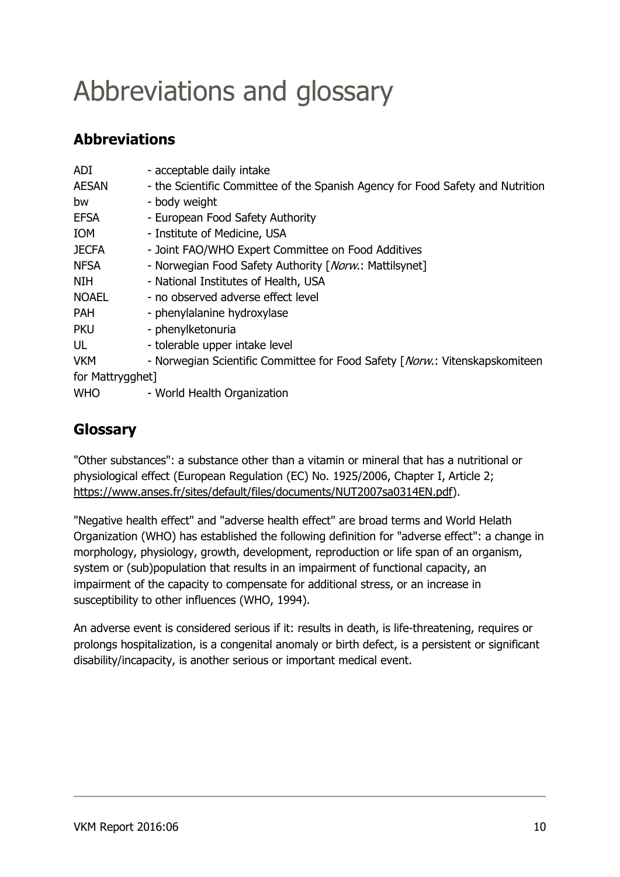# Abbreviations and glossary

## Abbreviations

ADI - acceptable daily intake
AESAN - the Scientific Committee of the Spanish Agency for Food Safety and Nutrition
bw - body weight
EFSA - European Food Safety Authority
IOM - Institute of Medicine, USA
JECFA - Joint FAO/WHO Expert Committee on Food Additives
NFSA - Norwegian Food Safety Authority [*Norw.*: Mattilsynet]
NIH - National Institutes of Health, USA
NOAEL - no observed adverse effect level
PAH - phenylalanine hydroxylase
PKU - phenylketonuria
UL - tolerable upper intake level
VKM - Norwegian Scientific Committee for Food Safety [*Norw.*: Vitenskapskomiteen for Mattrygghet]
WHO - World Health Organization

## Glossary

"Other substances": a substance other than a vitamin or mineral that has a nutritional or physiological effect (European Regulation (EC) No. 1925/2006, Chapter I, Article 2; https://www.anses.fr/sites/default/files/documents/NUT2007sa0314EN.pdf).

"Negative health effect" and "adverse health effect" are broad terms and World Helath Organization (WHO) has established the following definition for "adverse effect": a change in morphology, physiology, growth, development, reproduction or life span of an organism, system or (sub)population that results in an impairment of functional capacity, an impairment of the capacity to compensate for additional stress, or an increase in susceptibility to other influences (WHO, 1994).

An adverse event is considered serious if it: results in death, is life-threatening, requires or prolongs hospitalization, is a congenital anomaly or birth defect, is a persistent or significant disability/incapacity, is another serious or important medical event.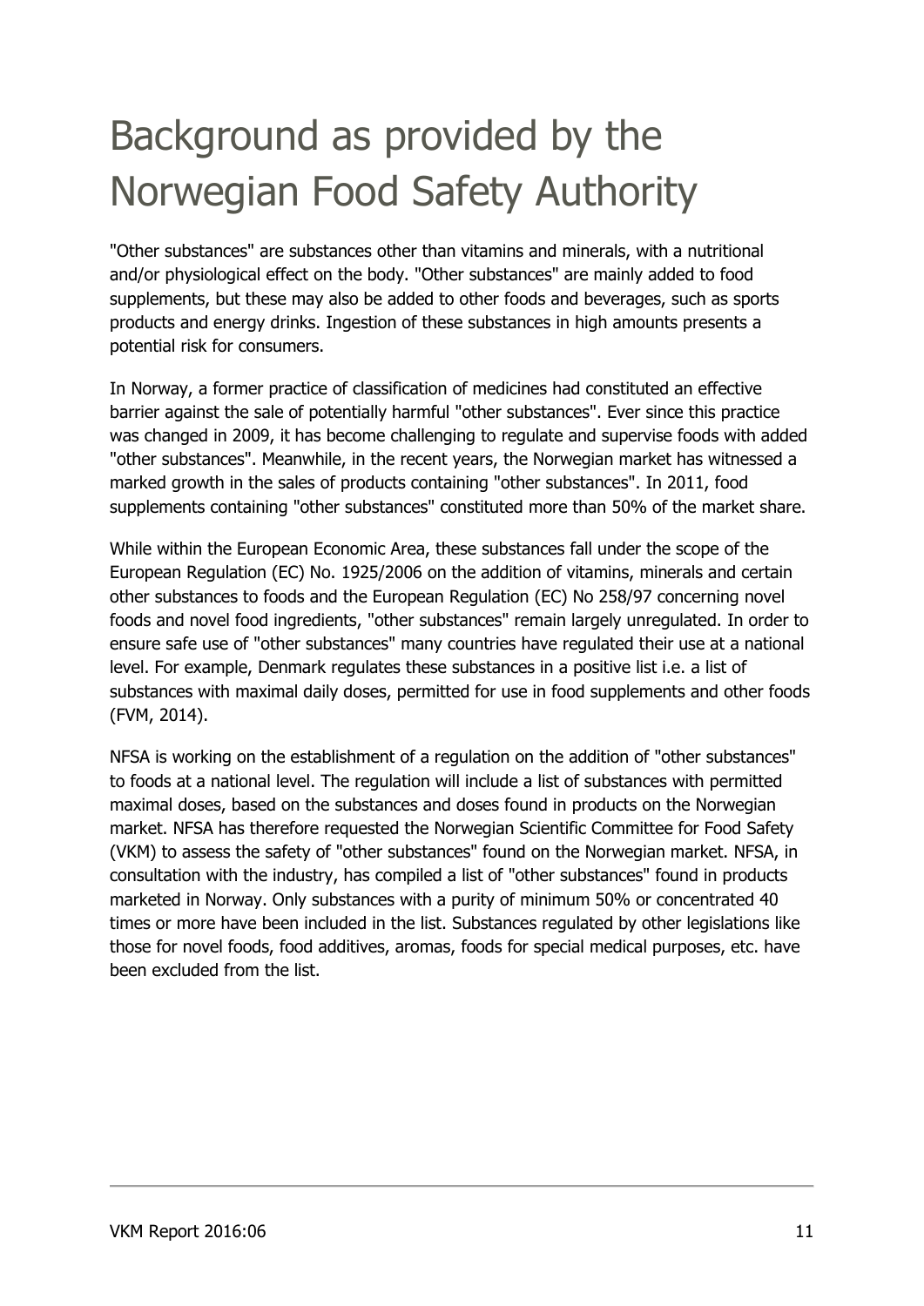# Background as provided by the Norwegian Food Safety Authority

"Other substances" are substances other than vitamins and minerals, with a nutritional and/or physiological effect on the body. "Other substances" are mainly added to food supplements, but these may also be added to other foods and beverages, such as sports products and energy drinks. Ingestion of these substances in high amounts presents a potential risk for consumers.

In Norway, a former practice of classification of medicines had constituted an effective barrier against the sale of potentially harmful "other substances". Ever since this practice was changed in 2009, it has become challenging to regulate and supervise foods with added "other substances". Meanwhile, in the recent years, the Norwegian market has witnessed a marked growth in the sales of products containing "other substances". In 2011, food supplements containing "other substances" constituted more than 50% of the market share.

While within the European Economic Area, these substances fall under the scope of the European Regulation (EC) No. 1925/2006 on the addition of vitamins, minerals and certain other substances to foods and the European Regulation (EC) No 258/97 concerning novel foods and novel food ingredients, "other substances" remain largely unregulated. In order to ensure safe use of "other substances" many countries have regulated their use at a national level. For example, Denmark regulates these substances in a positive list i.e. a list of substances with maximal daily doses, permitted for use in food supplements and other foods (FVM, 2014).

NFSA is working on the establishment of a regulation on the addition of "other substances" to foods at a national level. The regulation will include a list of substances with permitted maximal doses, based on the substances and doses found in products on the Norwegian market. NFSA has therefore requested the Norwegian Scientific Committee for Food Safety (VKM) to assess the safety of "other substances" found on the Norwegian market. NFSA, in consultation with the industry, has compiled a list of "other substances" found in products marketed in Norway. Only substances with a purity of minimum 50% or concentrated 40 times or more have been included in the list. Substances regulated by other legislations like those for novel foods, food additives, aromas, foods for special medical purposes, etc. have been excluded from the list.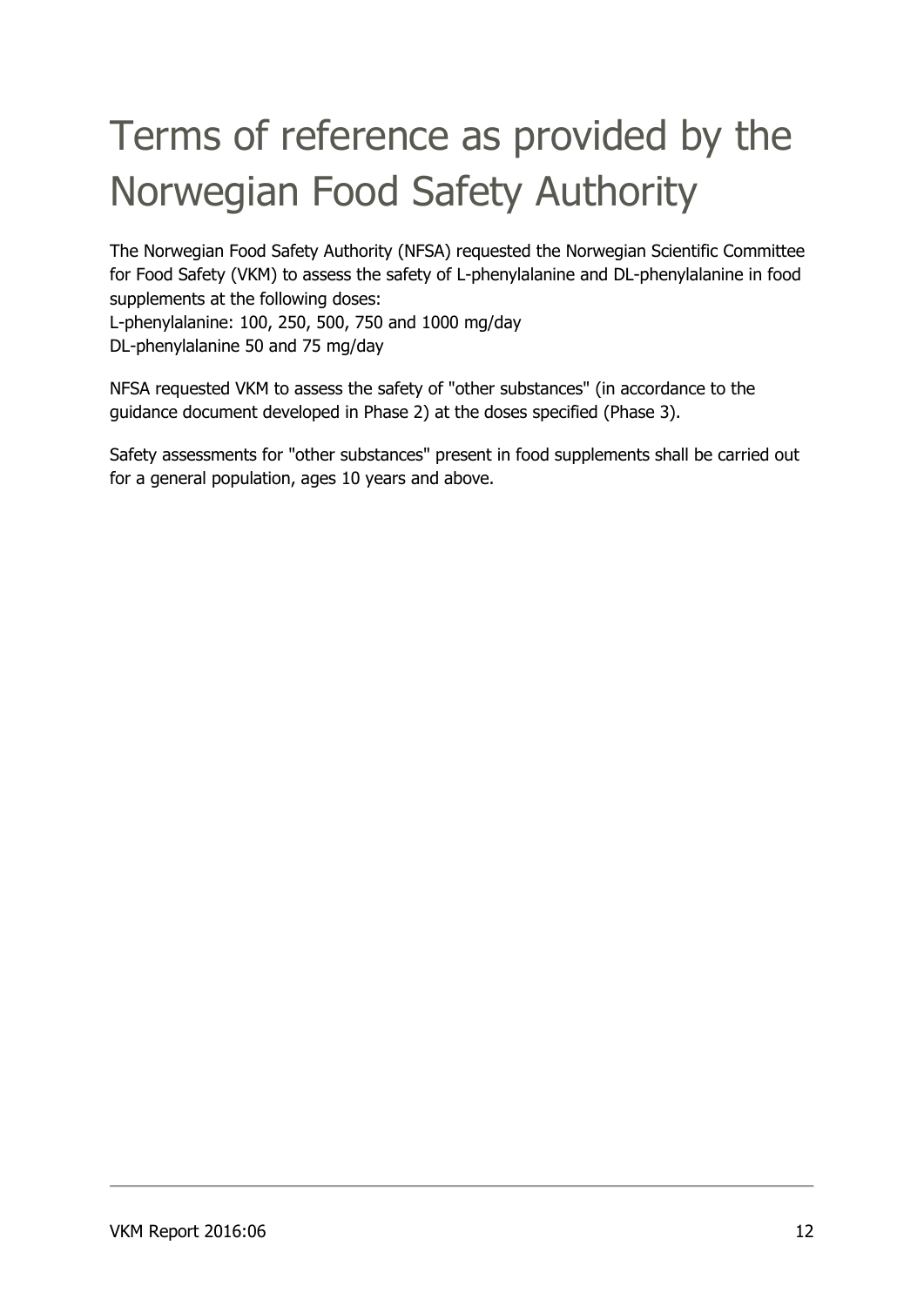# Terms of reference as provided by the Norwegian Food Safety Authority

The Norwegian Food Safety Authority (NFSA) requested the Norwegian Scientific Committee for Food Safety (VKM) to assess the safety of L-phenylalanine and DL-phenylalanine in food supplements at the following doses:
L-phenylalanine: 100, 250, 500, 750 and 1000 mg/day
DL-phenylalanine 50 and 75 mg/day

NFSA requested VKM to assess the safety of "other substances" (in accordance to the guidance document developed in Phase 2) at the doses specified (Phase 3).

Safety assessments for "other substances" present in food supplements shall be carried out for a general population, ages 10 years and above.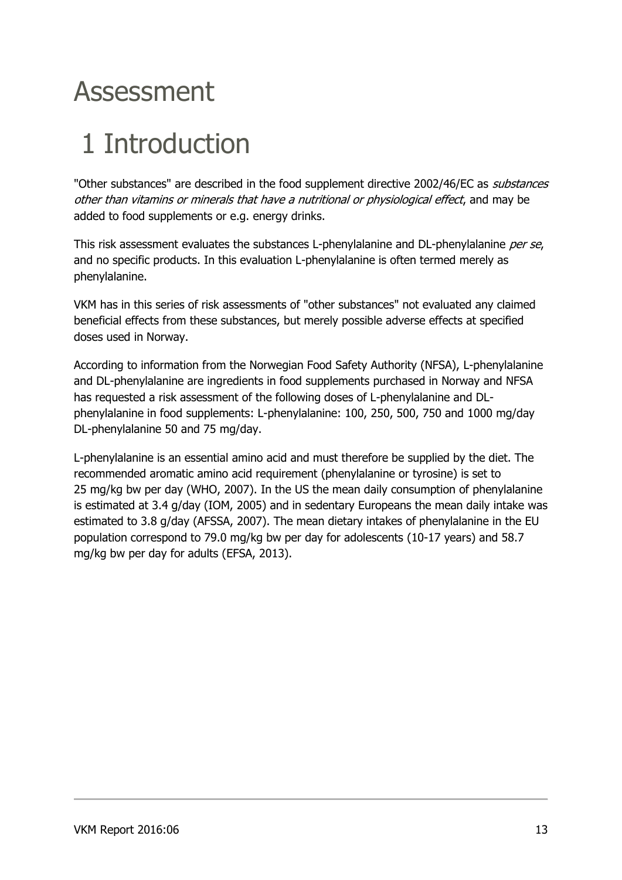# Assessment

# 1 Introduction

"Other substances" are described in the food supplement directive 2002/46/EC as *substances other than vitamins or minerals that have a nutritional or physiological effect*, and may be added to food supplements or e.g. energy drinks.

This risk assessment evaluates the substances L-phenylalanine and DL-phenylalanine *per se*, and no specific products. In this evaluation L-phenylalanine is often termed merely as phenylalanine.

VKM has in this series of risk assessments of "other substances" not evaluated any claimed beneficial effects from these substances, but merely possible adverse effects at specified doses used in Norway.

According to information from the Norwegian Food Safety Authority (NFSA), L-phenylalanine and DL-phenylalanine are ingredients in food supplements purchased in Norway and NFSA has requested a risk assessment of the following doses of L-phenylalanine and DL-phenylalanine in food supplements: L-phenylalanine: 100, 250, 500, 750 and 1000 mg/day DL-phenylalanine 50 and 75 mg/day.

L-phenylalanine is an essential amino acid and must therefore be supplied by the diet. The recommended aromatic amino acid requirement (phenylalanine or tyrosine) is set to 25 mg/kg bw per day (WHO, 2007). In the US the mean daily consumption of phenylalanine is estimated at 3.4 g/day (IOM, 2005) and in sedentary Europeans the mean daily intake was estimated to 3.8 g/day (AFSSA, 2007). The mean dietary intakes of phenylalanine in the EU population correspond to 79.0 mg/kg bw per day for adolescents (10-17 years) and 58.7 mg/kg bw per day for adults (EFSA, 2013).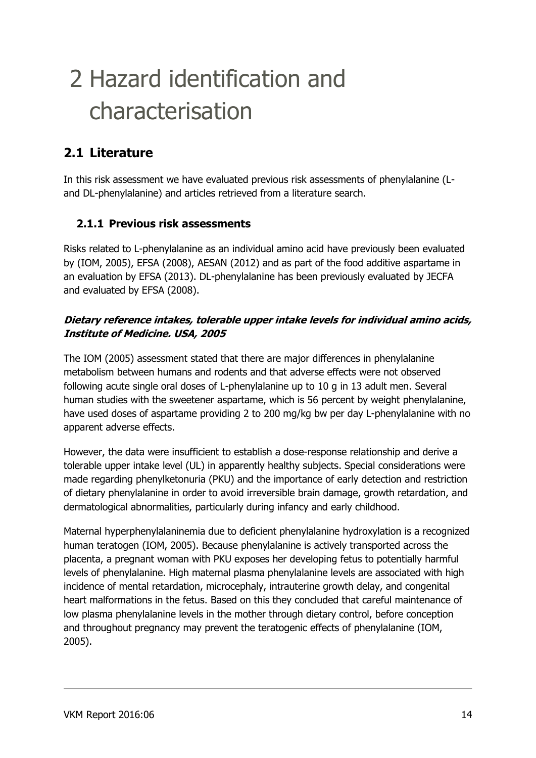# 2 Hazard identification and characterisation

## 2.1 Literature

In this risk assessment we have evaluated previous risk assessments of phenylalanine (L- and DL-phenylalanine) and articles retrieved from a literature search.

### 2.1.1 Previous risk assessments

Risks related to L-phenylalanine as an individual amino acid have previously been evaluated by (IOM, 2005), EFSA (2008), AESAN (2012) and as part of the food additive aspartame in an evaluation by EFSA (2013). DL-phenylalanine has been previously evaluated by JECFA and evaluated by EFSA (2008).

***Dietary reference intakes, tolerable upper intake levels for individual amino acids, Institute of Medicine. USA, 2005***

The IOM (2005) assessment stated that there are major differences in phenylalanine metabolism between humans and rodents and that adverse effects were not observed following acute single oral doses of L-phenylalanine up to 10 g in 13 adult men. Several human studies with the sweetener aspartame, which is 56 percent by weight phenylalanine, have used doses of aspartame providing 2 to 200 mg/kg bw per day L-phenylalanine with no apparent adverse effects.

However, the data were insufficient to establish a dose-response relationship and derive a tolerable upper intake level (UL) in apparently healthy subjects. Special considerations were made regarding phenylketonuria (PKU) and the importance of early detection and restriction of dietary phenylalanine in order to avoid irreversible brain damage, growth retardation, and dermatological abnormalities, particularly during infancy and early childhood.

Maternal hyperphenylalaninemia due to deficient phenylalanine hydroxylation is a recognized human teratogen (IOM, 2005). Because phenylalanine is actively transported across the placenta, a pregnant woman with PKU exposes her developing fetus to potentially harmful levels of phenylalanine. High maternal plasma phenylalanine levels are associated with high incidence of mental retardation, microcephaly, intrauterine growth delay, and congenital heart malformations in the fetus. Based on this they concluded that careful maintenance of low plasma phenylalanine levels in the mother through dietary control, before conception and throughout pregnancy may prevent the teratogenic effects of phenylalanine (IOM, 2005).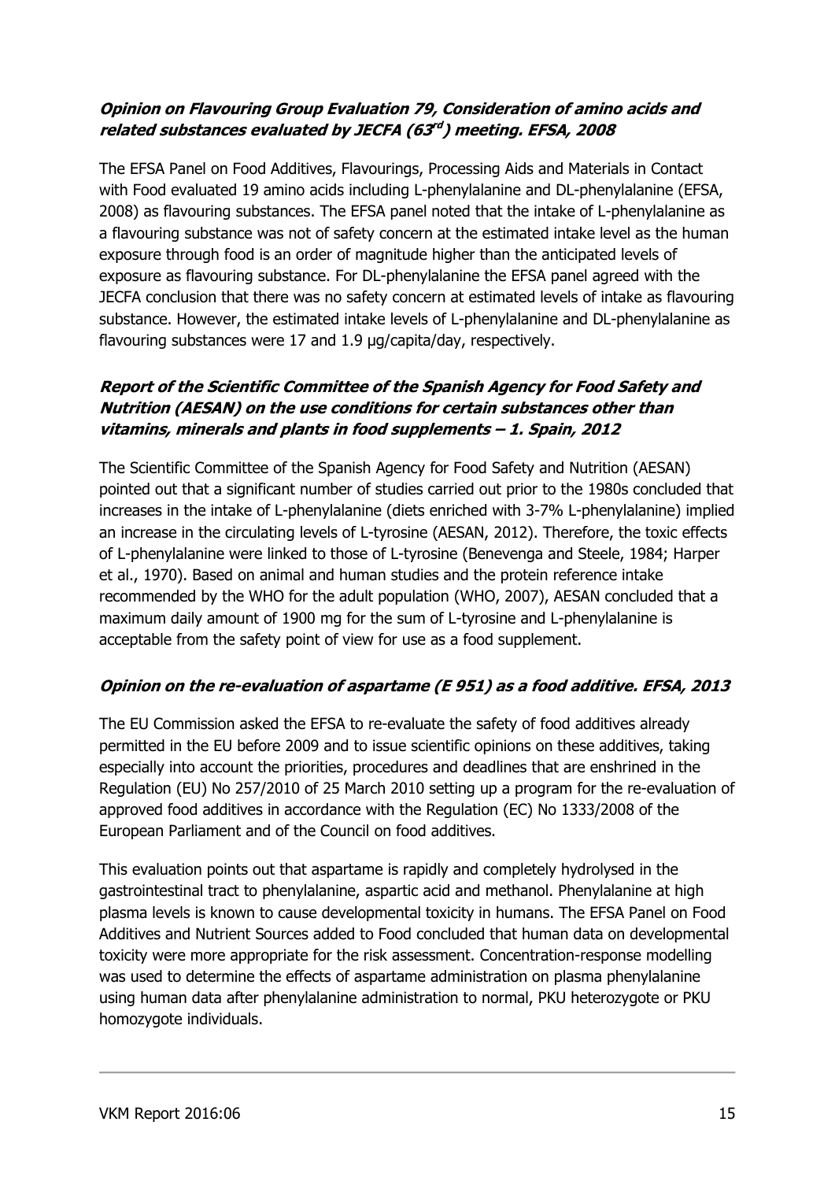### *Opinion on Flavouring Group Evaluation 79, Consideration of amino acids and related substances evaluated by JECFA (63rd) meeting. EFSA, 2008*

The EFSA Panel on Food Additives, Flavourings, Processing Aids and Materials in Contact with Food evaluated 19 amino acids including L-phenylalanine and DL-phenylalanine (EFSA, 2008) as flavouring substances. The EFSA panel noted that the intake of L-phenylalanine as a flavouring substance was not of safety concern at the estimated intake level as the human exposure through food is an order of magnitude higher than the anticipated levels of exposure as flavouring substance. For DL-phenylalanine the EFSA panel agreed with the JECFA conclusion that there was no safety concern at estimated levels of intake as flavouring substance. However, the estimated intake levels of L-phenylalanine and DL-phenylalanine as flavouring substances were 17 and 1.9 µg/capita/day, respectively.

### *Report of the Scientific Committee of the Spanish Agency for Food Safety and Nutrition (AESAN) on the use conditions for certain substances other than vitamins, minerals and plants in food supplements – 1. Spain, 2012*

The Scientific Committee of the Spanish Agency for Food Safety and Nutrition (AESAN) pointed out that a significant number of studies carried out prior to the 1980s concluded that increases in the intake of L-phenylalanine (diets enriched with 3-7% L-phenylalanine) implied an increase in the circulating levels of L-tyrosine (AESAN, 2012). Therefore, the toxic effects of L-phenylalanine were linked to those of L-tyrosine (Benevenga and Steele, 1984; Harper et al., 1970). Based on animal and human studies and the protein reference intake recommended by the WHO for the adult population (WHO, 2007), AESAN concluded that a maximum daily amount of 1900 mg for the sum of L-tyrosine and L-phenylalanine is acceptable from the safety point of view for use as a food supplement.

### *Opinion on the re-evaluation of aspartame (E 951) as a food additive. EFSA, 2013*

The EU Commission asked the EFSA to re-evaluate the safety of food additives already permitted in the EU before 2009 and to issue scientific opinions on these additives, taking especially into account the priorities, procedures and deadlines that are enshrined in the Regulation (EU) No 257/2010 of 25 March 2010 setting up a program for the re-evaluation of approved food additives in accordance with the Regulation (EC) No 1333/2008 of the European Parliament and of the Council on food additives.

This evaluation points out that aspartame is rapidly and completely hydrolysed in the gastrointestinal tract to phenylalanine, aspartic acid and methanol. Phenylalanine at high plasma levels is known to cause developmental toxicity in humans. The EFSA Panel on Food Additives and Nutrient Sources added to Food concluded that human data on developmental toxicity were more appropriate for the risk assessment. Concentration-response modelling was used to determine the effects of aspartame administration on plasma phenylalanine using human data after phenylalanine administration to normal, PKU heterozygote or PKU homozygote individuals.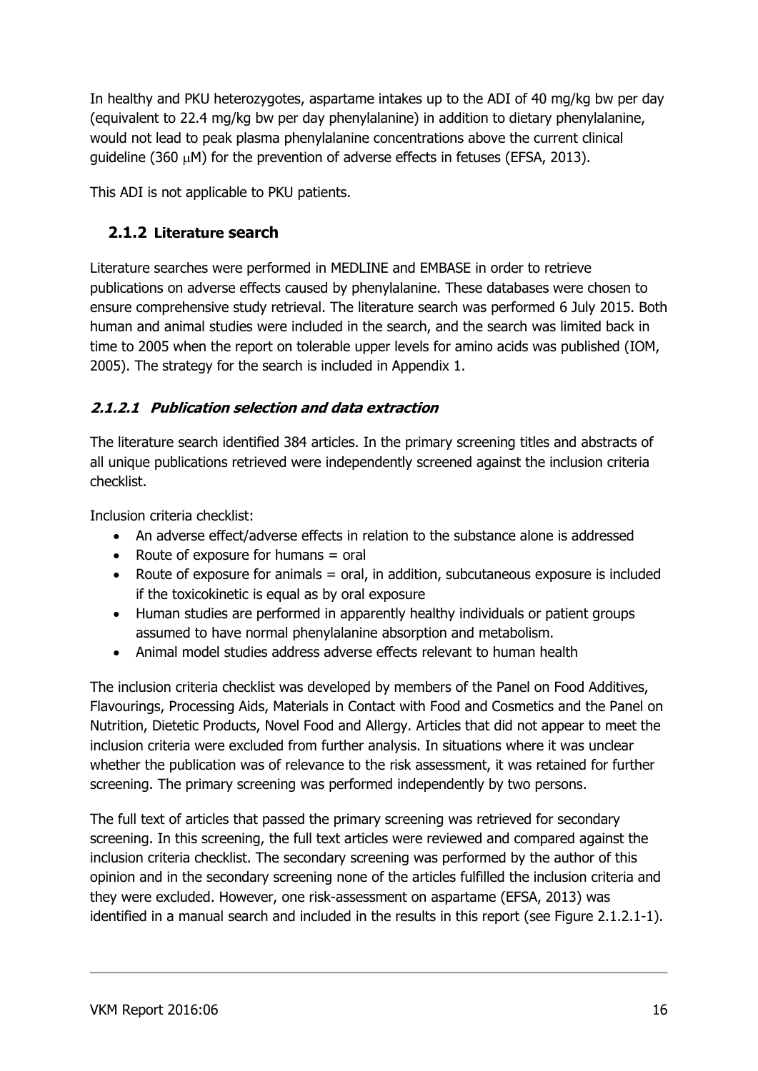In healthy and PKU heterozygotes, aspartame intakes up to the ADI of 40 mg/kg bw per day (equivalent to 22.4 mg/kg bw per day phenylalanine) in addition to dietary phenylalanine, would not lead to peak plasma phenylalanine concentrations above the current clinical guideline (360 μM) for the prevention of adverse effects in fetuses (EFSA, 2013).

This ADI is not applicable to PKU patients.

### 2.1.2 Literature search

Literature searches were performed in MEDLINE and EMBASE in order to retrieve publications on adverse effects caused by phenylalanine. These databases were chosen to ensure comprehensive study retrieval. The literature search was performed 6 July 2015. Both human and animal studies were included in the search, and the search was limited back in time to 2005 when the report on tolerable upper levels for amino acids was published (IOM, 2005). The strategy for the search is included in Appendix 1.

#### *2.1.2.1 Publication selection and data extraction*

The literature search identified 384 articles. In the primary screening titles and abstracts of all unique publications retrieved were independently screened against the inclusion criteria checklist.

Inclusion criteria checklist:

- An adverse effect/adverse effects in relation to the substance alone is addressed
- Route of exposure for humans = oral
- Route of exposure for animals = oral, in addition, subcutaneous exposure is included if the toxicokinetic is equal as by oral exposure
- Human studies are performed in apparently healthy individuals or patient groups assumed to have normal phenylalanine absorption and metabolism.
- Animal model studies address adverse effects relevant to human health

The inclusion criteria checklist was developed by members of the Panel on Food Additives, Flavourings, Processing Aids, Materials in Contact with Food and Cosmetics and the Panel on Nutrition, Dietetic Products, Novel Food and Allergy. Articles that did not appear to meet the inclusion criteria were excluded from further analysis. In situations where it was unclear whether the publication was of relevance to the risk assessment, it was retained for further screening. The primary screening was performed independently by two persons.

The full text of articles that passed the primary screening was retrieved for secondary screening. In this screening, the full text articles were reviewed and compared against the inclusion criteria checklist. The secondary screening was performed by the author of this opinion and in the secondary screening none of the articles fulfilled the inclusion criteria and they were excluded. However, one risk-assessment on aspartame (EFSA, 2013) was identified in a manual search and included in the results in this report (see Figure 2.1.2.1-1).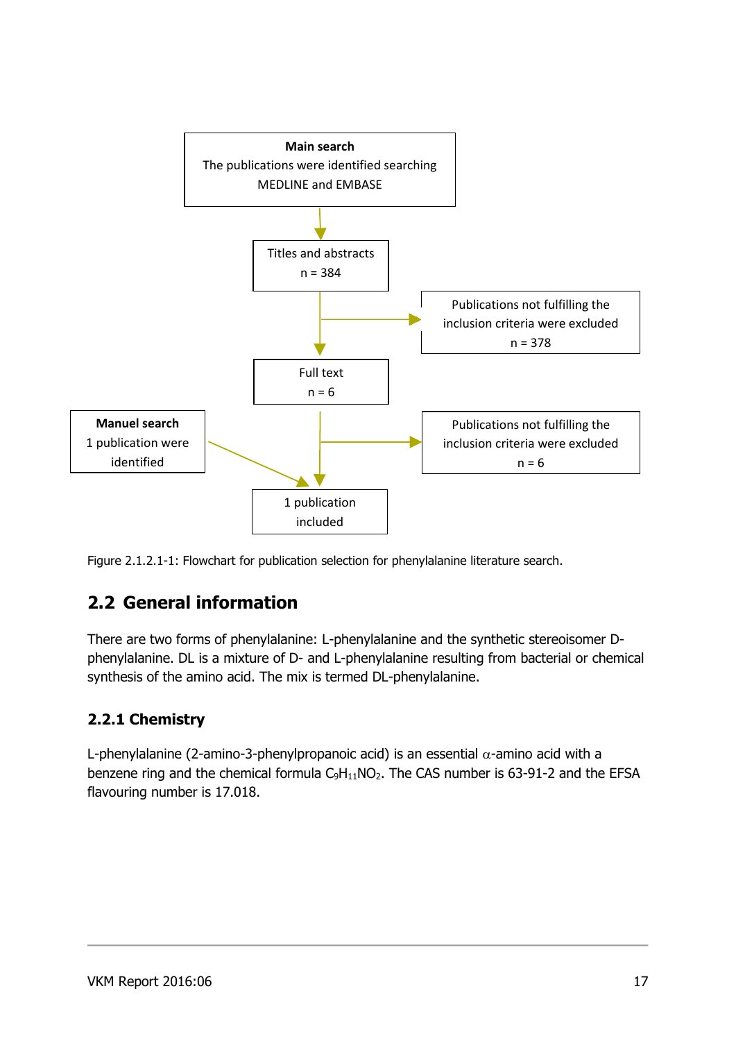**Main search**
The publications were identified searching MEDLINE and EMBASE

Titles and abstracts
n = 384

Publications not fulfilling the inclusion criteria were excluded
n = 378

Full text
n = 6

**Manuel search**
1 publication were identified

Publications not fulfilling the inclusion criteria were excluded
n = 6

1 publication included

Figure 2.1.2.1-1: Flowchart for publication selection for phenylalanine literature search.

## 2.2 General information

There are two forms of phenylalanine: L-phenylalanine and the synthetic stereoisomer D-phenylalanine. DL is a mixture of D- and L-phenylalanine resulting from bacterial or chemical synthesis of the amino acid. The mix is termed DL-phenylalanine.

### 2.2.1 Chemistry

L-phenylalanine (2-amino-3-phenylpropanoic acid) is an essential $\alpha$-amino acid with a benzene ring and the chemical formula $C_9H_{11}NO_2$. The CAS number is 63-91-2 and the EFSA flavouring number is 17.018.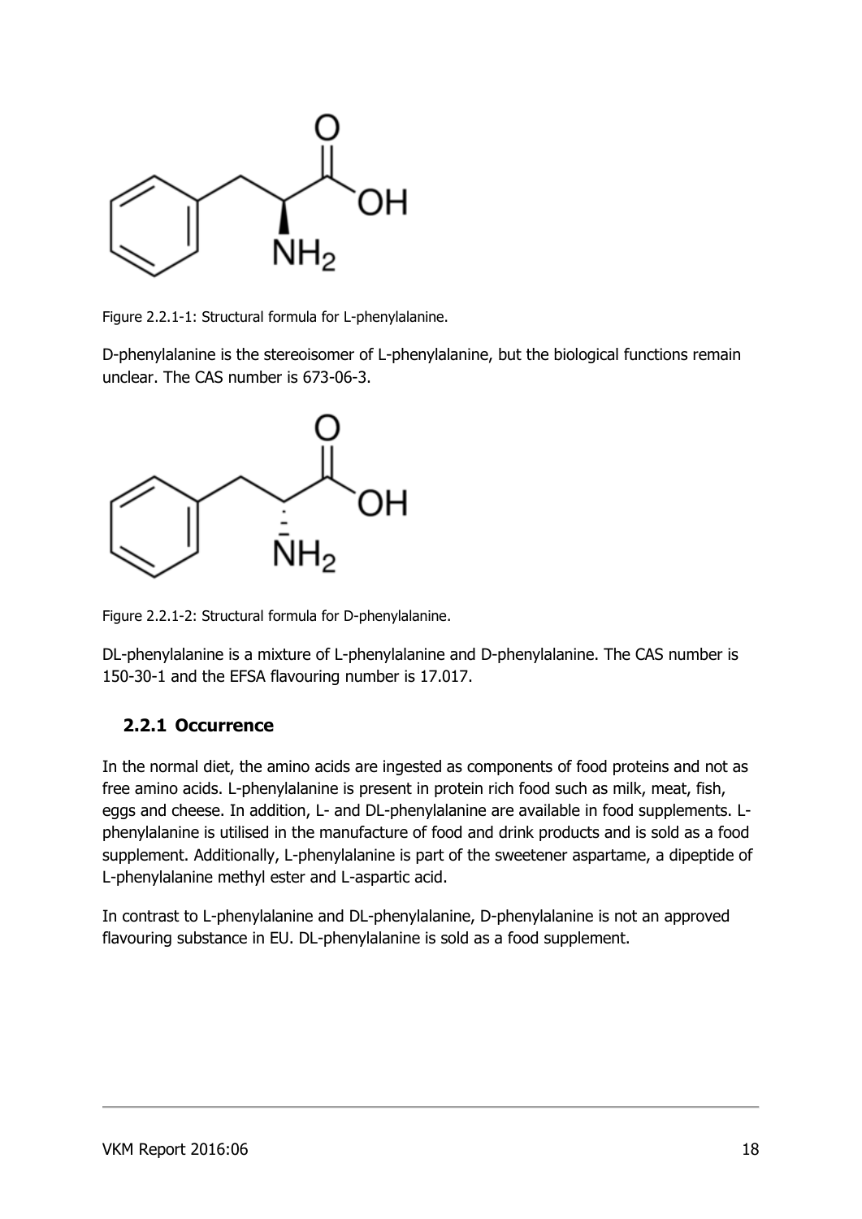Figure 2.2.1-1: Structural formula for L-phenylalanine.

D-phenylalanine is the stereoisomer of L-phenylalanine, but the biological functions remain unclear. The CAS number is 673-06-3.

Figure 2.2.1-2: Structural formula for D-phenylalanine.

DL-phenylalanine is a mixture of L-phenylalanine and D-phenylalanine. The CAS number is 150-30-1 and the EFSA flavouring number is 17.017.

### 2.2.1 Occurrence

In the normal diet, the amino acids are ingested as components of food proteins and not as free amino acids. L-phenylalanine is present in protein rich food such as milk, meat, fish, eggs and cheese. In addition, L- and DL-phenylalanine are available in food supplements. L-phenylalanine is utilised in the manufacture of food and drink products and is sold as a food supplement. Additionally, L-phenylalanine is part of the sweetener aspartame, a dipeptide of L-phenylalanine methyl ester and L-aspartic acid.

In contrast to L-phenylalanine and DL-phenylalanine, D-phenylalanine is not an approved flavouring substance in EU. DL-phenylalanine is sold as a food supplement.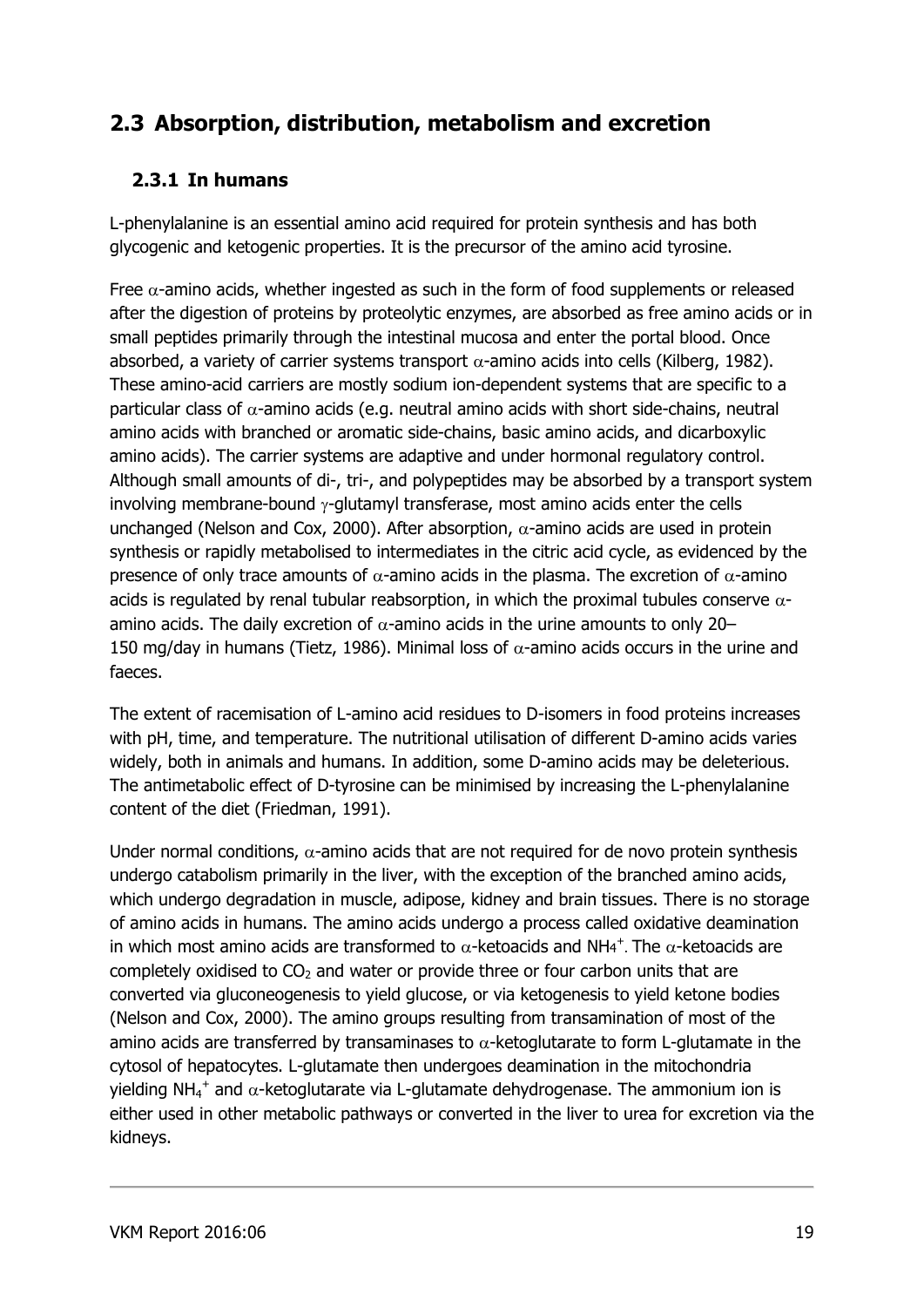## 2.3 Absorption, distribution, metabolism and excretion

### 2.3.1 In humans

L-phenylalanine is an essential amino acid required for protein synthesis and has both glycogenic and ketogenic properties. It is the precursor of the amino acid tyrosine.

Free $\alpha$-amino acids, whether ingested as such in the form of food supplements or released after the digestion of proteins by proteolytic enzymes, are absorbed as free amino acids or in small peptides primarily through the intestinal mucosa and enter the portal blood. Once absorbed, a variety of carrier systems transport $\alpha$-amino acids into cells (Kilberg, 1982). These amino-acid carriers are mostly sodium ion-dependent systems that are specific to a particular class of $\alpha$-amino acids (e.g. neutral amino acids with short side-chains, neutral amino acids with branched or aromatic side-chains, basic amino acids, and dicarboxylic amino acids). The carrier systems are adaptive and under hormonal regulatory control. Although small amounts of di-, tri-, and polypeptides may be absorbed by a transport system involving membrane-bound $\gamma$-glutamyl transferase, most amino acids enter the cells unchanged (Nelson and Cox, 2000). After absorption, $\alpha$-amino acids are used in protein synthesis or rapidly metabolised to intermediates in the citric acid cycle, as evidenced by the presence of only trace amounts of $\alpha$-amino acids in the plasma. The excretion of $\alpha$-amino acids is regulated by renal tubular reabsorption, in which the proximal tubules conserve $\alpha$-amino acids. The daily excretion of $\alpha$-amino acids in the urine amounts to only 20–150 mg/day in humans (Tietz, 1986). Minimal loss of $\alpha$-amino acids occurs in the urine and faeces.

The extent of racemisation of L-amino acid residues to D-isomers in food proteins increases with pH, time, and temperature. The nutritional utilisation of different D-amino acids varies widely, both in animals and humans. In addition, some D-amino acids may be deleterious. The antimetabolic effect of D-tyrosine can be minimised by increasing the L-phenylalanine content of the diet (Friedman, 1991).

Under normal conditions, $\alpha$-amino acids that are not required for de novo protein synthesis undergo catabolism primarily in the liver, with the exception of the branched amino acids, which undergo degradation in muscle, adipose, kidney and brain tissues. There is no storage of amino acids in humans. The amino acids undergo a process called oxidative deamination in which most amino acids are transformed to $\alpha$-ketoacids and $NH_4^+$. The $\alpha$-ketoacids are completely oxidised to $CO_2$ and water or provide three or four carbon units that are converted via gluconeogenesis to yield glucose, or via ketogenesis to yield ketone bodies (Nelson and Cox, 2000). The amino groups resulting from transamination of most of the amino acids are transferred by transaminases to $\alpha$-ketoglutarate to form L-glutamate in the cytosol of hepatocytes. L-glutamate then undergoes deamination in the mitochondria yielding $NH_4^+$ and $\alpha$-ketoglutarate via L-glutamate dehydrogenase. The ammonium ion is either used in other metabolic pathways or converted in the liver to urea for excretion via the kidneys.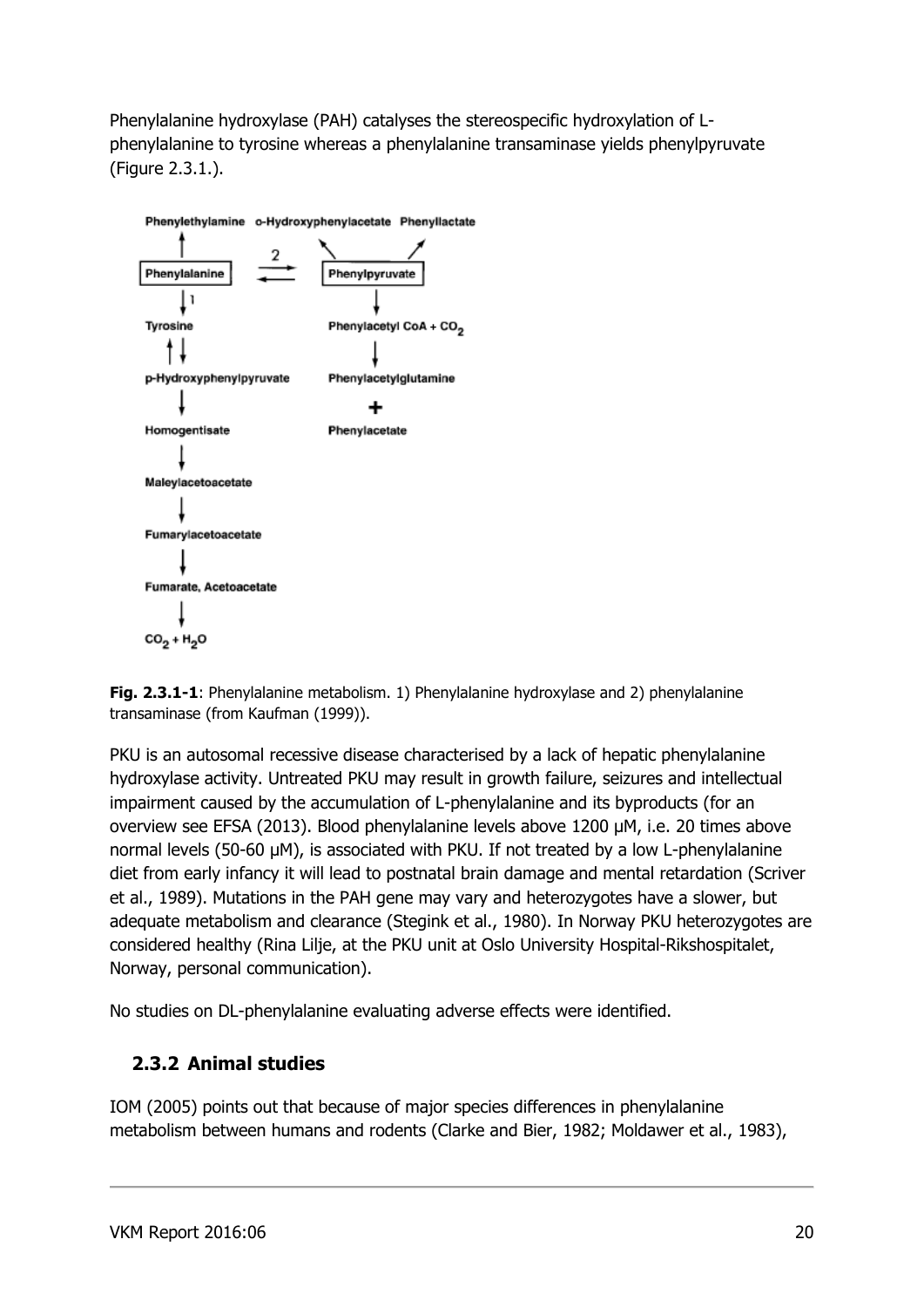Phenylalanine hydroxylase (PAH) catalyses the stereospecific hydroxylation of L-phenylalanine to tyrosine whereas a phenylalanine transaminase yields phenylpyruvate (Figure 2.3.1.).

**Fig. 2.3.1-1**: Phenylalanine metabolism. 1) Phenylalanine hydroxylase and 2) phenylalanine transaminase (from Kaufman (1999)).

PKU is an autosomal recessive disease characterised by a lack of hepatic phenylalanine hydroxylase activity. Untreated PKU may result in growth failure, seizures and intellectual impairment caused by the accumulation of L-phenylalanine and its byproducts (for an overview see EFSA (2013). Blood phenylalanine levels above 1200 µM, i.e. 20 times above normal levels (50-60 µM), is associated with PKU. If not treated by a low L-phenylalanine diet from early infancy it will lead to postnatal brain damage and mental retardation (Scriver et al., 1989). Mutations in the PAH gene may vary and heterozygotes have a slower, but adequate metabolism and clearance (Stegink et al., 1980). In Norway PKU heterozygotes are considered healthy (Rina Lilje, at the PKU unit at Oslo University Hospital-Rikshospitalet, Norway, personal communication).

No studies on DL-phenylalanine evaluating adverse effects were identified.

### 2.3.2 Animal studies

IOM (2005) points out that because of major species differences in phenylalanine metabolism between humans and rodents (Clarke and Bier, 1982; Moldawer et al., 1983),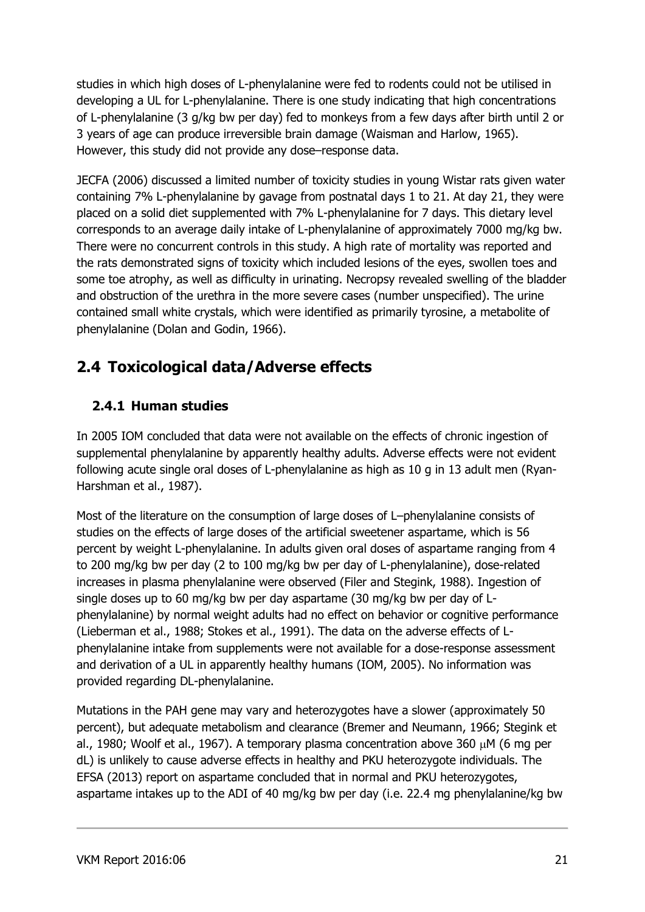studies in which high doses of L-phenylalanine were fed to rodents could not be utilised in developing a UL for L-phenylalanine. There is one study indicating that high concentrations of L-phenylalanine (3 g/kg bw per day) fed to monkeys from a few days after birth until 2 or 3 years of age can produce irreversible brain damage (Waisman and Harlow, 1965). However, this study did not provide any dose–response data.

JECFA (2006) discussed a limited number of toxicity studies in young Wistar rats given water containing 7% L-phenylalanine by gavage from postnatal days 1 to 21. At day 21, they were placed on a solid diet supplemented with 7% L-phenylalanine for 7 days. This dietary level corresponds to an average daily intake of L-phenylalanine of approximately 7000 mg/kg bw. There were no concurrent controls in this study. A high rate of mortality was reported and the rats demonstrated signs of toxicity which included lesions of the eyes, swollen toes and some toe atrophy, as well as difficulty in urinating. Necropsy revealed swelling of the bladder and obstruction of the urethra in the more severe cases (number unspecified). The urine contained small white crystals, which were identified as primarily tyrosine, a metabolite of phenylalanine (Dolan and Godin, 1966).

## 2.4 Toxicological data/Adverse effects

### 2.4.1 Human studies

In 2005 IOM concluded that data were not available on the effects of chronic ingestion of supplemental phenylalanine by apparently healthy adults. Adverse effects were not evident following acute single oral doses of L-phenylalanine as high as 10 g in 13 adult men (Ryan-Harshman et al., 1987).

Most of the literature on the consumption of large doses of L–phenylalanine consists of studies on the effects of large doses of the artificial sweetener aspartame, which is 56 percent by weight L-phenylalanine. In adults given oral doses of aspartame ranging from 4 to 200 mg/kg bw per day (2 to 100 mg/kg bw per day of L-phenylalanine), dose-related increases in plasma phenylalanine were observed (Filer and Stegink, 1988). Ingestion of single doses up to 60 mg/kg bw per day aspartame (30 mg/kg bw per day of L-phenylalanine) by normal weight adults had no effect on behavior or cognitive performance (Lieberman et al., 1988; Stokes et al., 1991). The data on the adverse effects of L-phenylalanine intake from supplements were not available for a dose-response assessment and derivation of a UL in apparently healthy humans (IOM, 2005). No information was provided regarding DL-phenylalanine.

Mutations in the PAH gene may vary and heterozygotes have a slower (approximately 50 percent), but adequate metabolism and clearance (Bremer and Neumann, 1966; Stegink et al., 1980; Woolf et al., 1967). A temporary plasma concentration above 360 $\mu$M (6 mg per dL) is unlikely to cause adverse effects in healthy and PKU heterozygote individuals. The EFSA (2013) report on aspartame concluded that in normal and PKU heterozygotes, aspartame intakes up to the ADI of 40 mg/kg bw per day (i.e. 22.4 mg phenylalanine/kg bw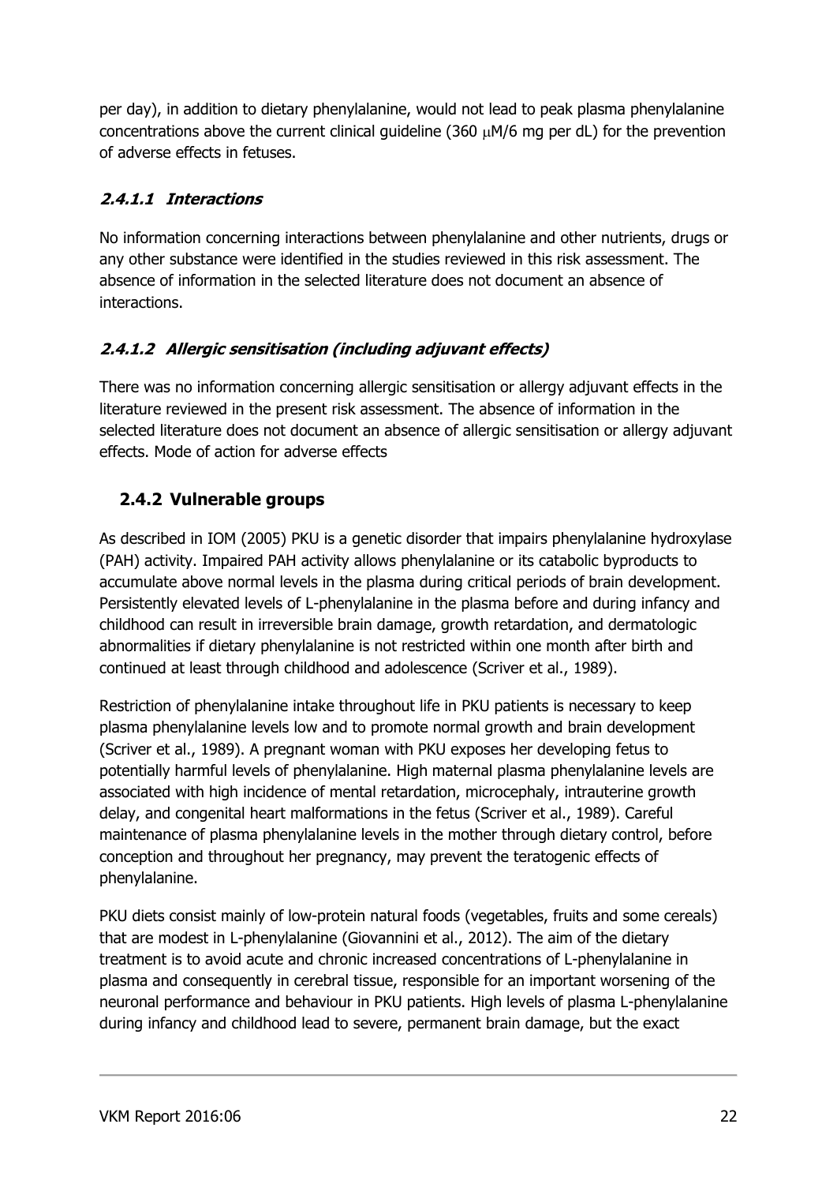per day), in addition to dietary phenylalanine, would not lead to peak plasma phenylalanine concentrations above the current clinical guideline (360 μM/6 mg per dL) for the prevention of adverse effects in fetuses.

#### *2.4.1.1 Interactions*

No information concerning interactions between phenylalanine and other nutrients, drugs or any other substance were identified in the studies reviewed in this risk assessment. The absence of information in the selected literature does not document an absence of interactions.

#### *2.4.1.2 Allergic sensitisation (including adjuvant effects)*

There was no information concerning allergic sensitisation or allergy adjuvant effects in the literature reviewed in the present risk assessment. The absence of information in the selected literature does not document an absence of allergic sensitisation or allergy adjuvant effects. Mode of action for adverse effects

### 2.4.2 Vulnerable groups

As described in IOM (2005) PKU is a genetic disorder that impairs phenylalanine hydroxylase (PAH) activity. Impaired PAH activity allows phenylalanine or its catabolic byproducts to accumulate above normal levels in the plasma during critical periods of brain development. Persistently elevated levels of L-phenylalanine in the plasma before and during infancy and childhood can result in irreversible brain damage, growth retardation, and dermatologic abnormalities if dietary phenylalanine is not restricted within one month after birth and continued at least through childhood and adolescence (Scriver et al., 1989).

Restriction of phenylalanine intake throughout life in PKU patients is necessary to keep plasma phenylalanine levels low and to promote normal growth and brain development (Scriver et al., 1989). A pregnant woman with PKU exposes her developing fetus to potentially harmful levels of phenylalanine. High maternal plasma phenylalanine levels are associated with high incidence of mental retardation, microcephaly, intrauterine growth delay, and congenital heart malformations in the fetus (Scriver et al., 1989). Careful maintenance of plasma phenylalanine levels in the mother through dietary control, before conception and throughout her pregnancy, may prevent the teratogenic effects of phenylalanine.

PKU diets consist mainly of low-protein natural foods (vegetables, fruits and some cereals) that are modest in L-phenylalanine (Giovannini et al., 2012). The aim of the dietary treatment is to avoid acute and chronic increased concentrations of L-phenylalanine in plasma and consequently in cerebral tissue, responsible for an important worsening of the neuronal performance and behaviour in PKU patients. High levels of plasma L-phenylalanine during infancy and childhood lead to severe, permanent brain damage, but the exact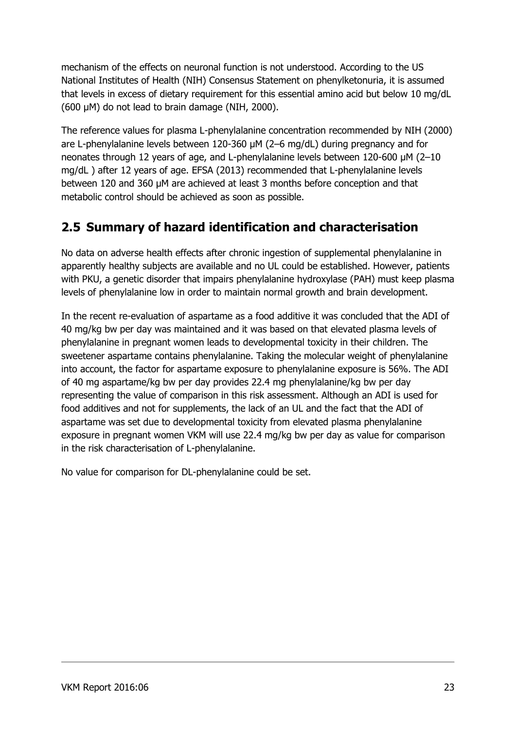mechanism of the effects on neuronal function is not understood. According to the US National Institutes of Health (NIH) Consensus Statement on phenylketonuria, it is assumed that levels in excess of dietary requirement for this essential amino acid but below 10 mg/dL (600 μM) do not lead to brain damage (NIH, 2000).

The reference values for plasma L-phenylalanine concentration recommended by NIH (2000) are L-phenylalanine levels between 120-360 μM (2–6 mg/dL) during pregnancy and for neonates through 12 years of age, and L-phenylalanine levels between 120-600 μM (2–10 mg/dL ) after 12 years of age. EFSA (2013) recommended that L-phenylalanine levels between 120 and 360 μM are achieved at least 3 months before conception and that metabolic control should be achieved as soon as possible.

## 2.5 Summary of hazard identification and characterisation

No data on adverse health effects after chronic ingestion of supplemental phenylalanine in apparently healthy subjects are available and no UL could be established. However, patients with PKU, a genetic disorder that impairs phenylalanine hydroxylase (PAH) must keep plasma levels of phenylalanine low in order to maintain normal growth and brain development.

In the recent re-evaluation of aspartame as a food additive it was concluded that the ADI of 40 mg/kg bw per day was maintained and it was based on that elevated plasma levels of phenylalanine in pregnant women leads to developmental toxicity in their children. The sweetener aspartame contains phenylalanine. Taking the molecular weight of phenylalanine into account, the factor for aspartame exposure to phenylalanine exposure is 56%. The ADI of 40 mg aspartame/kg bw per day provides 22.4 mg phenylalanine/kg bw per day representing the value of comparison in this risk assessment. Although an ADI is used for food additives and not for supplements, the lack of an UL and the fact that the ADI of aspartame was set due to developmental toxicity from elevated plasma phenylalanine exposure in pregnant women VKM will use 22.4 mg/kg bw per day as value for comparison in the risk characterisation of L-phenylalanine.

No value for comparison for DL-phenylalanine could be set.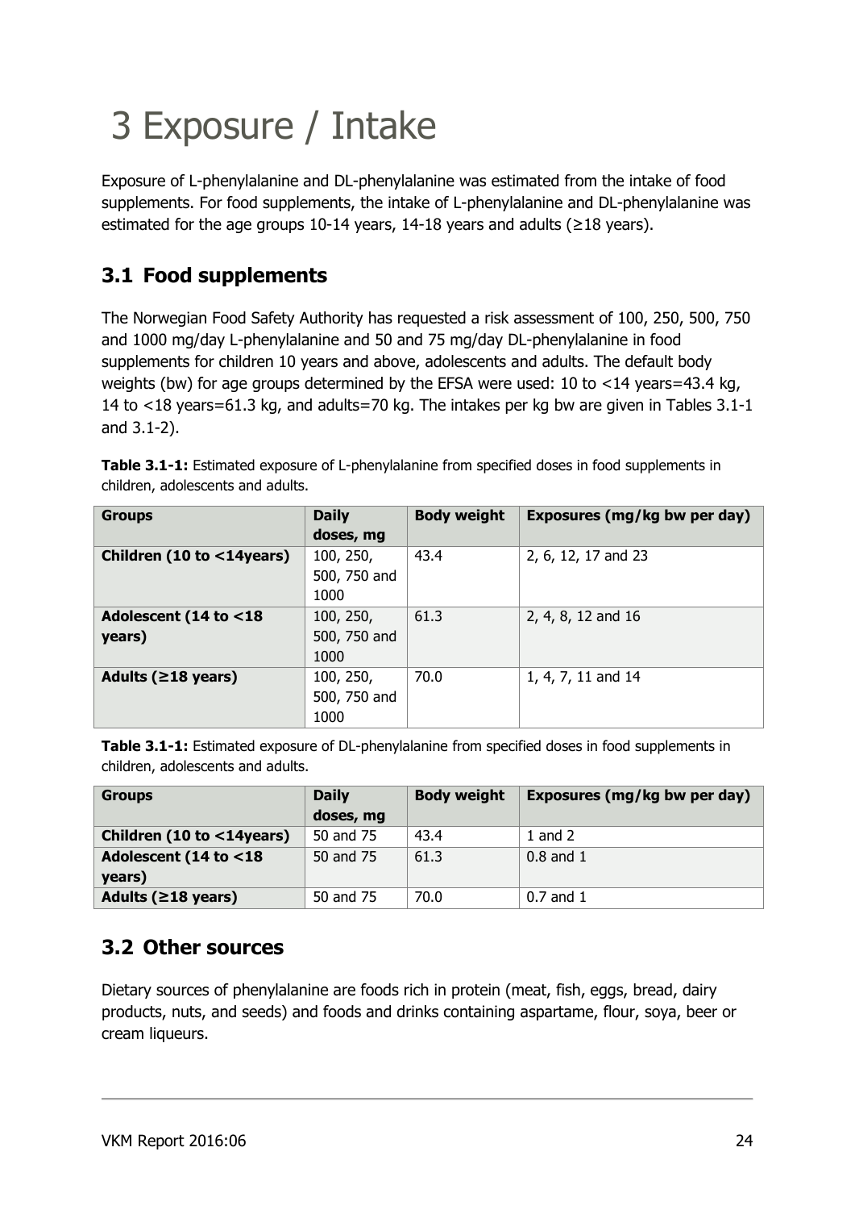# 3 Exposure / Intake

Exposure of L-phenylalanine and DL-phenylalanine was estimated from the intake of food supplements. For food supplements, the intake of L-phenylalanine and DL-phenylalanine was estimated for the age groups 10-14 years, 14-18 years and adults (≥18 years).

## 3.1 Food supplements

The Norwegian Food Safety Authority has requested a risk assessment of 100, 250, 500, 750 and 1000 mg/day L-phenylalanine and 50 and 75 mg/day DL-phenylalanine in food supplements for children 10 years and above, adolescents and adults. The default body weights (bw) for age groups determined by the EFSA were used: 10 to <14 years=43.4 kg, 14 to <18 years=61.3 kg, and adults=70 kg. The intakes per kg bw are given in Tables 3.1-1 and 3.1-2).

**Table 3.1-1:** Estimated exposure of L-phenylalanine from specified doses in food supplements in children, adolescents and adults.

| Groups | Daily doses, mg | Body weight | Exposures (mg/kg bw per day) |
|---|---|---|---|
| **Children (10 to <14years)** | 100, 250, 500, 750 and 1000 | 43.4 | 2, 6, 12, 17 and 23 |
| **Adolescent (14 to <18 years)** | 100, 250, 500, 750 and 1000 | 61.3 | 2, 4, 8, 12 and 16 |
| **Adults (≥18 years)** | 100, 250, 500, 750 and 1000 | 70.0 | 1, 4, 7, 11 and 14 |

**Table 3.1-1:** Estimated exposure of DL-phenylalanine from specified doses in food supplements in children, adolescents and adults.

| Groups | Daily doses, mg | Body weight | Exposures (mg/kg bw per day) |
|---|---|---|---|
| **Children (10 to <14years)** | 50 and 75 | 43.4 | 1 and 2 |
| **Adolescent (14 to <18 years)** | 50 and 75 | 61.3 | 0.8 and 1 |
| **Adults (≥18 years)** | 50 and 75 | 70.0 | 0.7 and 1 |

## 3.2 Other sources

Dietary sources of phenylalanine are foods rich in protein (meat, fish, eggs, bread, dairy products, nuts, and seeds) and foods and drinks containing aspartame, flour, soya, beer or cream liqueurs.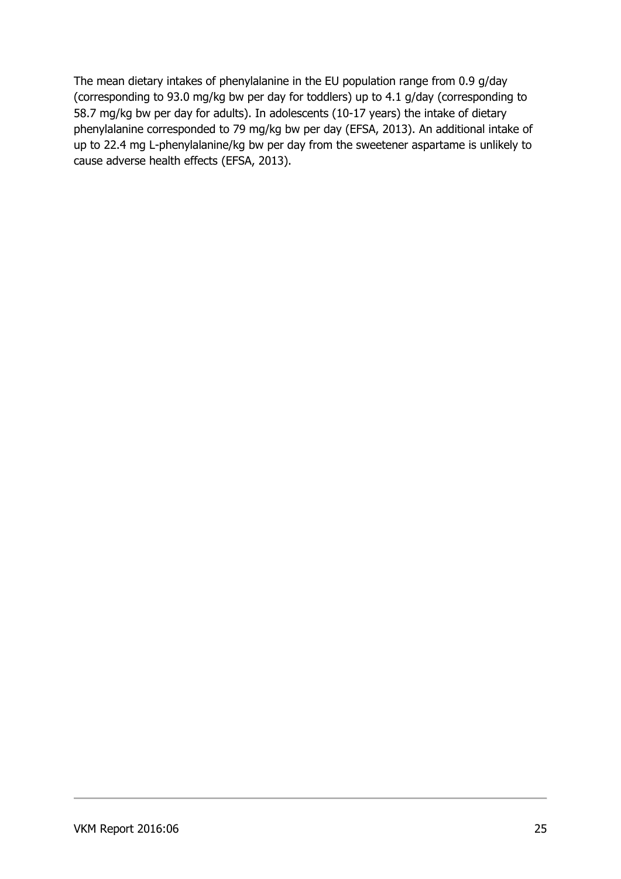The mean dietary intakes of phenylalanine in the EU population range from 0.9 g/day (corresponding to 93.0 mg/kg bw per day for toddlers) up to 4.1 g/day (corresponding to 58.7 mg/kg bw per day for adults). In adolescents (10-17 years) the intake of dietary phenylalanine corresponded to 79 mg/kg bw per day (EFSA, 2013). An additional intake of up to 22.4 mg L-phenylalanine/kg bw per day from the sweetener aspartame is unlikely to cause adverse health effects (EFSA, 2013).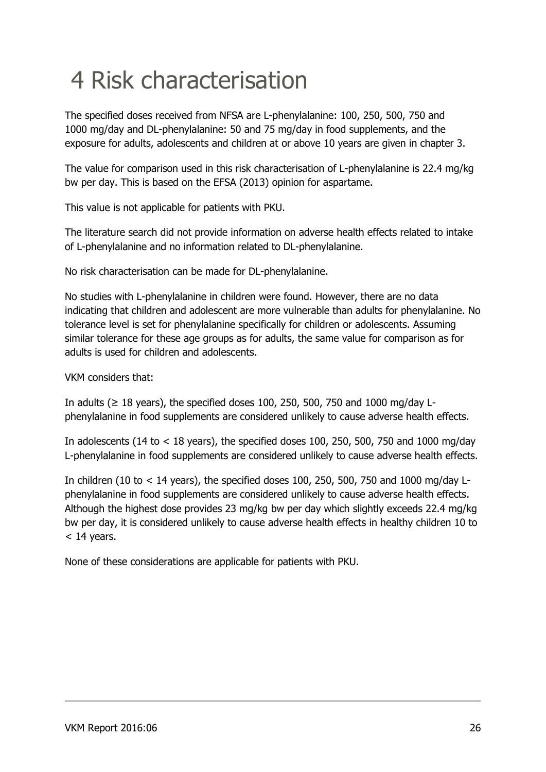# 4 Risk characterisation

The specified doses received from NFSA are L-phenylalanine: 100, 250, 500, 750 and 1000 mg/day and DL-phenylalanine: 50 and 75 mg/day in food supplements, and the exposure for adults, adolescents and children at or above 10 years are given in chapter 3.

The value for comparison used in this risk characterisation of L-phenylalanine is 22.4 mg/kg bw per day. This is based on the EFSA (2013) opinion for aspartame.

This value is not applicable for patients with PKU.

The literature search did not provide information on adverse health effects related to intake of L-phenylalanine and no information related to DL-phenylalanine.

No risk characterisation can be made for DL-phenylalanine.

No studies with L-phenylalanine in children were found. However, there are no data indicating that children and adolescent are more vulnerable than adults for phenylalanine. No tolerance level is set for phenylalanine specifically for children or adolescents. Assuming similar tolerance for these age groups as for adults, the same value for comparison as for adults is used for children and adolescents.

VKM considers that:

In adults (≥ 18 years), the specified doses 100, 250, 500, 750 and 1000 mg/day L-phenylalanine in food supplements are considered unlikely to cause adverse health effects.

In adolescents (14 to < 18 years), the specified doses 100, 250, 500, 750 and 1000 mg/day L-phenylalanine in food supplements are considered unlikely to cause adverse health effects.

In children (10 to < 14 years), the specified doses 100, 250, 500, 750 and 1000 mg/day L-phenylalanine in food supplements are considered unlikely to cause adverse health effects. Although the highest dose provides 23 mg/kg bw per day which slightly exceeds 22.4 mg/kg bw per day, it is considered unlikely to cause adverse health effects in healthy children 10 to < 14 years.

None of these considerations are applicable for patients with PKU.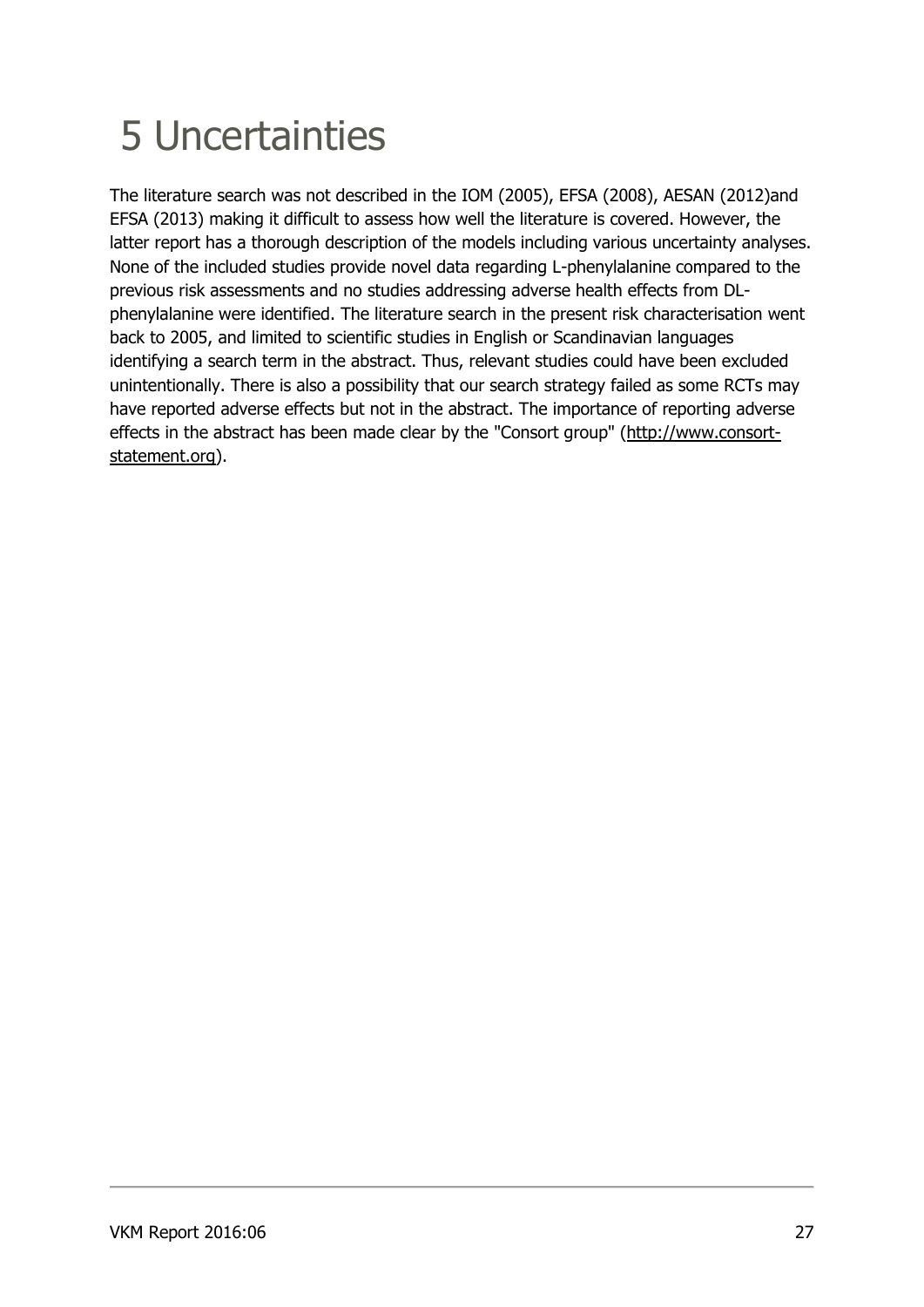# 5 Uncertainties

The literature search was not described in the IOM (2005), EFSA (2008), AESAN (2012)and EFSA (2013) making it difficult to assess how well the literature is covered. However, the latter report has a thorough description of the models including various uncertainty analyses. None of the included studies provide novel data regarding L-phenylalanine compared to the previous risk assessments and no studies addressing adverse health effects from DL-phenylalanine were identified. The literature search in the present risk characterisation went back to 2005, and limited to scientific studies in English or Scandinavian languages identifying a search term in the abstract. Thus, relevant studies could have been excluded unintentionally. There is also a possibility that our search strategy failed as some RCTs may have reported adverse effects but not in the abstract. The importance of reporting adverse effects in the abstract has been made clear by the "Consort group" (http://www.consort-statement.org).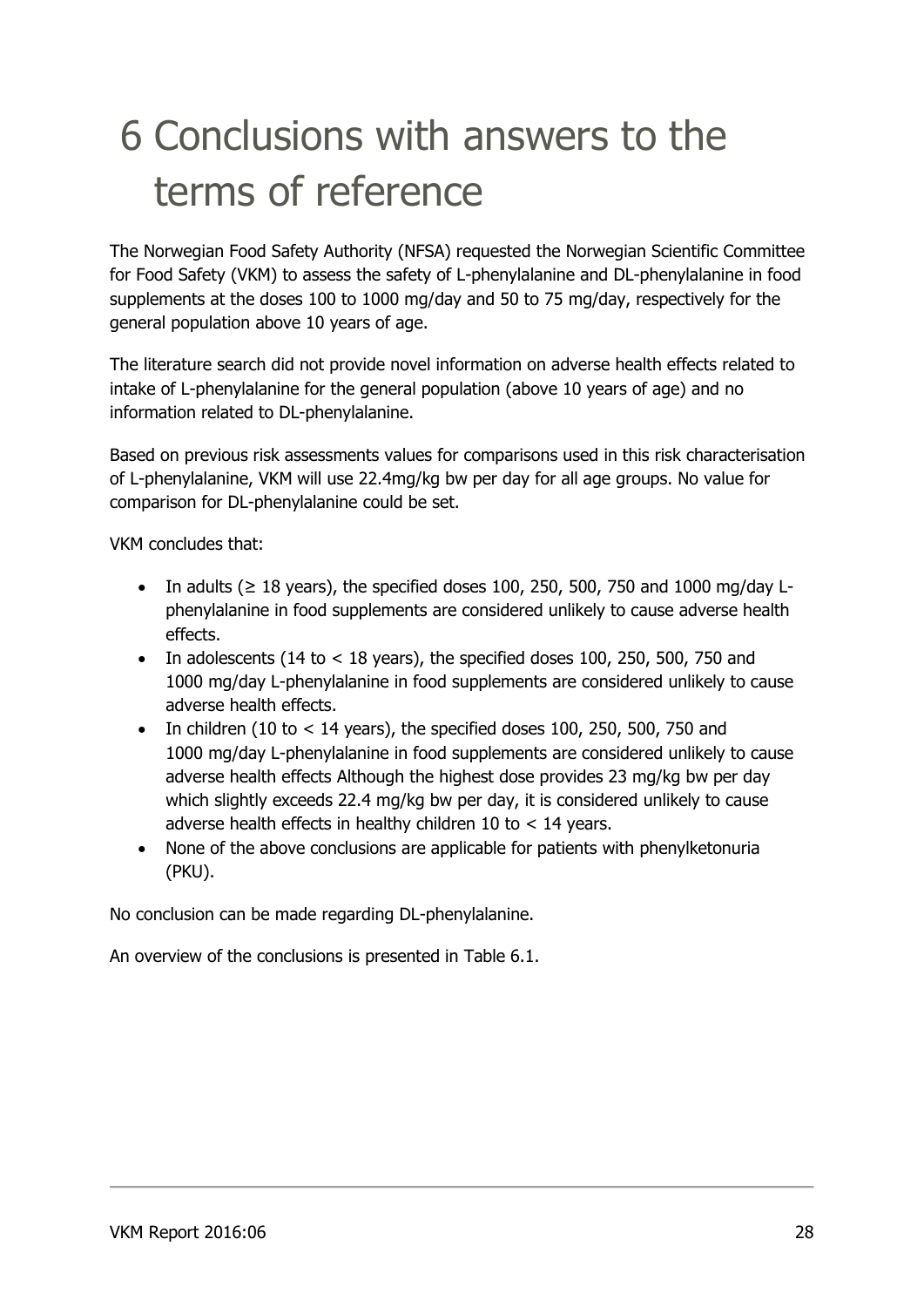# 6 Conclusions with answers to the terms of reference

The Norwegian Food Safety Authority (NFSA) requested the Norwegian Scientific Committee for Food Safety (VKM) to assess the safety of L-phenylalanine and DL-phenylalanine in food supplements at the doses 100 to 1000 mg/day and 50 to 75 mg/day, respectively for the general population above 10 years of age.

The literature search did not provide novel information on adverse health effects related to intake of L-phenylalanine for the general population (above 10 years of age) and no information related to DL-phenylalanine.

Based on previous risk assessments values for comparisons used in this risk characterisation of L-phenylalanine, VKM will use 22.4mg/kg bw per day for all age groups. No value for comparison for DL-phenylalanine could be set.

VKM concludes that:

- In adults (≥ 18 years), the specified doses 100, 250, 500, 750 and 1000 mg/day L-phenylalanine in food supplements are considered unlikely to cause adverse health effects.
- In adolescents (14 to < 18 years), the specified doses 100, 250, 500, 750 and 1000 mg/day L-phenylalanine in food supplements are considered unlikely to cause adverse health effects.
- In children (10 to < 14 years), the specified doses 100, 250, 500, 750 and 1000 mg/day L-phenylalanine in food supplements are considered unlikely to cause adverse health effects Although the highest dose provides 23 mg/kg bw per day which slightly exceeds 22.4 mg/kg bw per day, it is considered unlikely to cause adverse health effects in healthy children 10 to < 14 years.
- None of the above conclusions are applicable for patients with phenylketonuria (PKU).

No conclusion can be made regarding DL-phenylalanine.

An overview of the conclusions is presented in Table 6.1.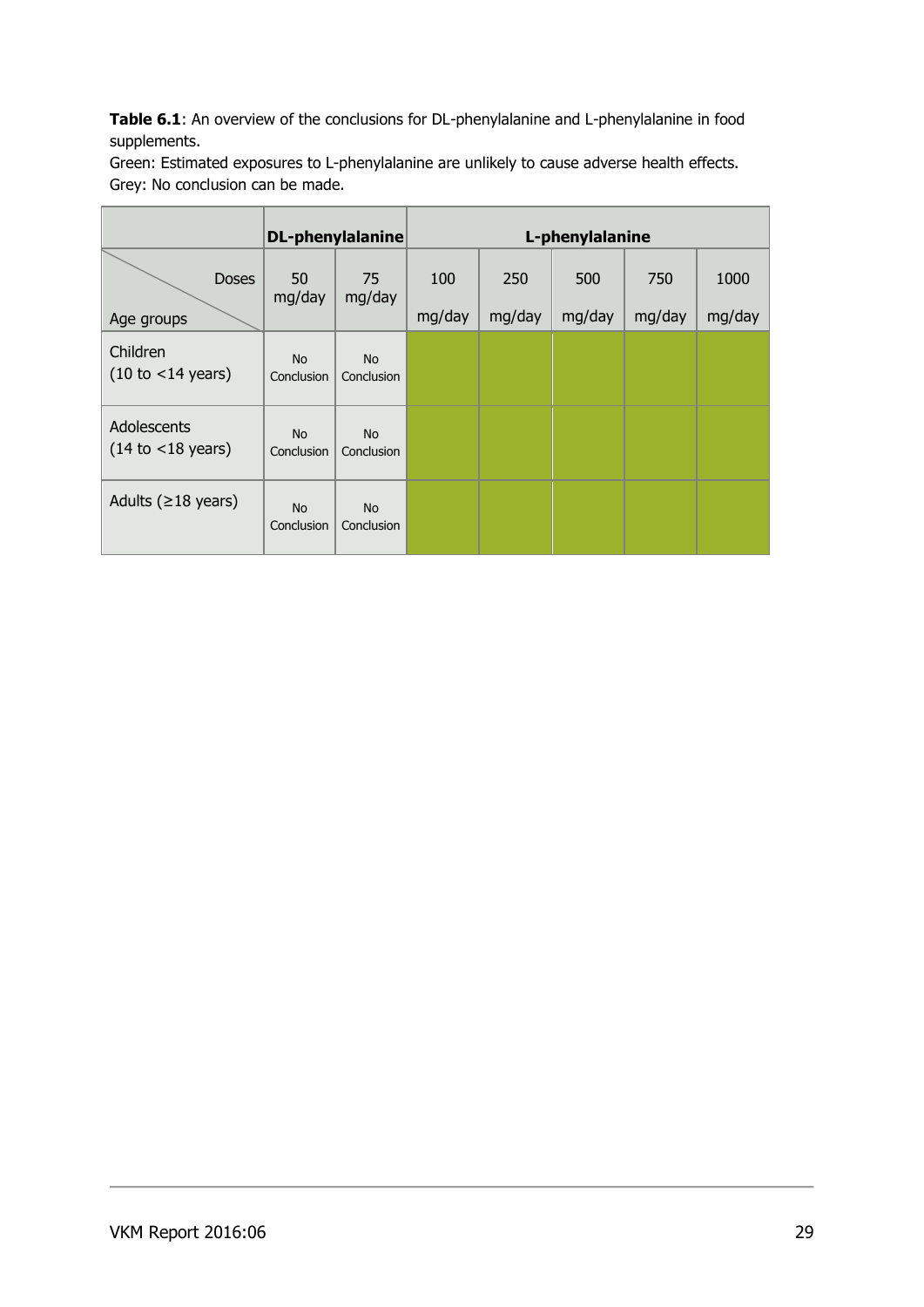**Table 6.1**: An overview of the conclusions for DL-phenylalanine and L-phenylalanine in food supplements.
Green: Estimated exposures to L-phenylalanine are unlikely to cause adverse health effects.
Grey: No conclusion can be made.

| | DL-phenylalanine | | L-phenylalanine | | | | |
|---|---|---|---|---|---|---|---|
| Age groups \ Doses | 50 mg/day | 75 mg/day | 100 mg/day | 250 mg/day | 500 mg/day | 750 mg/day | 1000 mg/day |
| Children (10 to <14 years) | No Conclusion | No Conclusion | | | | | |
| Adolescents (14 to <18 years) | No Conclusion | No Conclusion | | | | | |
| Adults (≥18 years) | No Conclusion | No Conclusion | | | | | |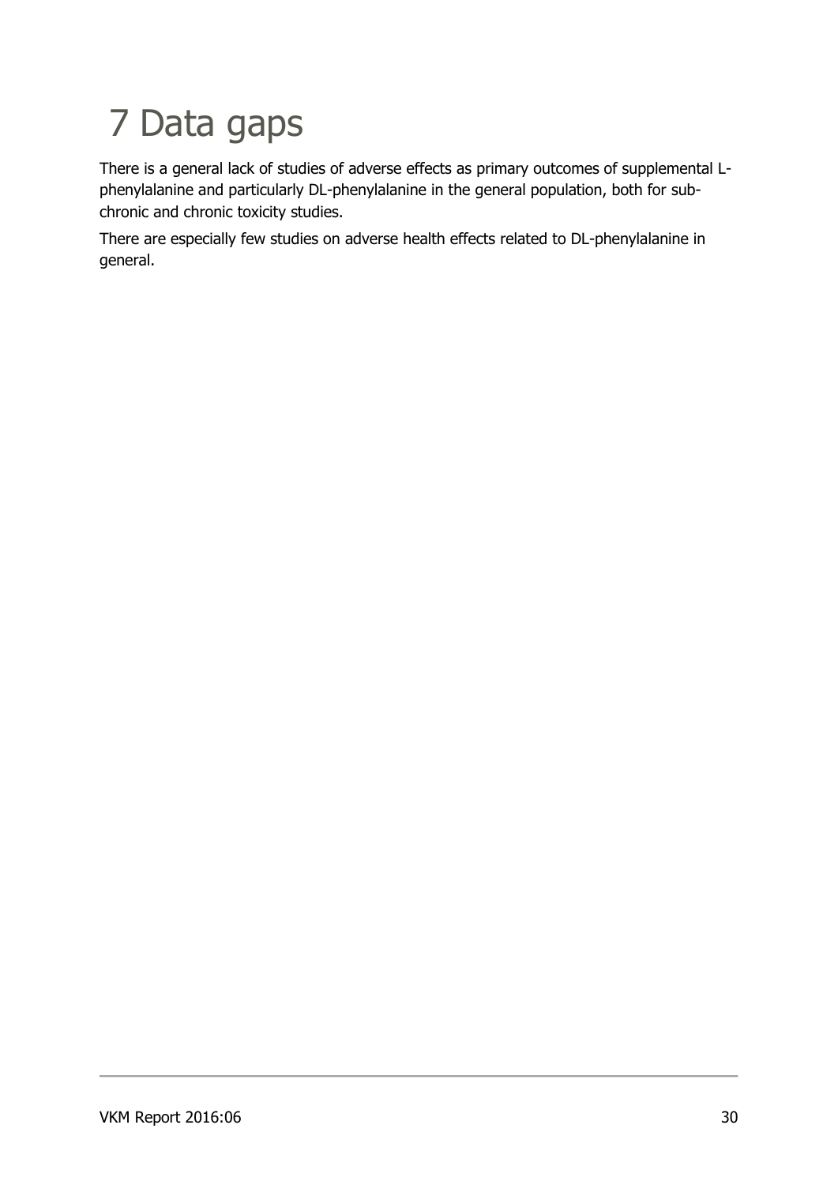# 7 Data gaps

There is a general lack of studies of adverse effects as primary outcomes of supplemental L-phenylalanine and particularly DL-phenylalanine in the general population, both for sub-chronic and chronic toxicity studies.

There are especially few studies on adverse health effects related to DL-phenylalanine in general.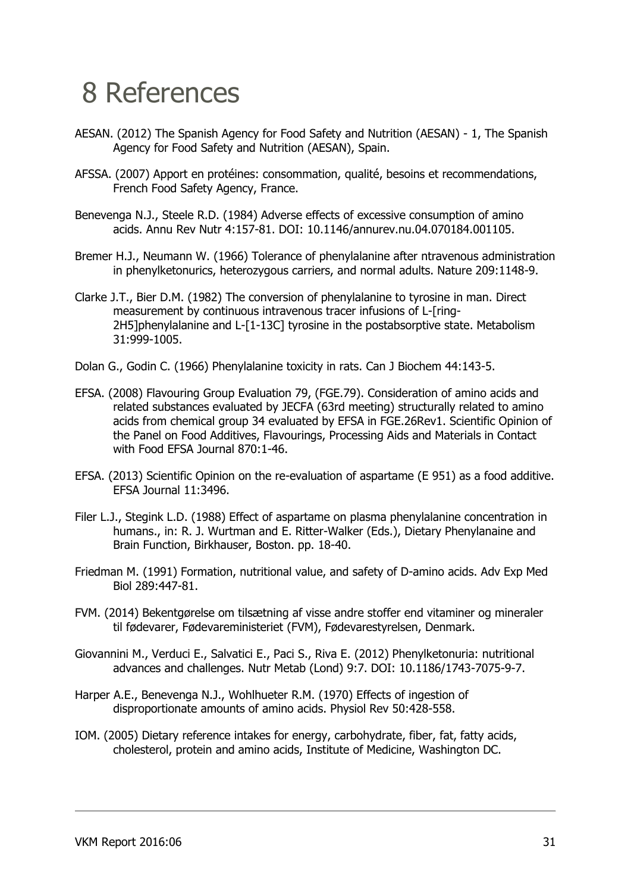# 8 References

AESAN. (2012) The Spanish Agency for Food Safety and Nutrition (AESAN) - 1, The Spanish Agency for Food Safety and Nutrition (AESAN), Spain.

AFSSA. (2007) Apport en protéines: consommation, qualité, besoins et recommendations, French Food Safety Agency, France.

Benevenga N.J., Steele R.D. (1984) Adverse effects of excessive consumption of amino acids. Annu Rev Nutr 4:157-81. DOI: 10.1146/annurev.nu.04.070184.001105.

Bremer H.J., Neumann W. (1966) Tolerance of phenylalanine after ntravenous administration in phenylketonurics, heterozygous carriers, and normal adults. Nature 209:1148-9.

Clarke J.T., Bier D.M. (1982) The conversion of phenylalanine to tyrosine in man. Direct measurement by continuous intravenous tracer infusions of L-[ring-2H5]phenylalanine and L-[1-13C] tyrosine in the postabsorptive state. Metabolism 31:999-1005.

Dolan G., Godin C. (1966) Phenylalanine toxicity in rats. Can J Biochem 44:143-5.

EFSA. (2008) Flavouring Group Evaluation 79, (FGE.79). Consideration of amino acids and related substances evaluated by JECFA (63rd meeting) structurally related to amino acids from chemical group 34 evaluated by EFSA in FGE.26Rev1. Scientific Opinion of the Panel on Food Additives, Flavourings, Processing Aids and Materials in Contact with Food EFSA Journal 870:1-46.

EFSA. (2013) Scientific Opinion on the re-evaluation of aspartame (E 951) as a food additive. EFSA Journal 11:3496.

Filer L.J., Stegink L.D. (1988) Effect of aspartame on plasma phenylalanine concentration in humans., in: R. J. Wurtman and E. Ritter-Walker (Eds.), Dietary Phenylanaine and Brain Function, Birkhauser, Boston. pp. 18-40.

Friedman M. (1991) Formation, nutritional value, and safety of D-amino acids. Adv Exp Med Biol 289:447-81.

FVM. (2014) Bekentgørelse om tilsætning af visse andre stoffer end vitaminer og mineraler til fødevarer, Fødevareministeriet (FVM), Fødevarestyrelsen, Denmark.

Giovannini M., Verduci E., Salvatici E., Paci S., Riva E. (2012) Phenylketonuria: nutritional advances and challenges. Nutr Metab (Lond) 9:7. DOI: 10.1186/1743-7075-9-7.

Harper A.E., Benevenga N.J., Wohlhueter R.M. (1970) Effects of ingestion of disproportionate amounts of amino acids. Physiol Rev 50:428-558.

IOM. (2005) Dietary reference intakes for energy, carbohydrate, fiber, fat, fatty acids, cholesterol, protein and amino acids, Institute of Medicine, Washington DC.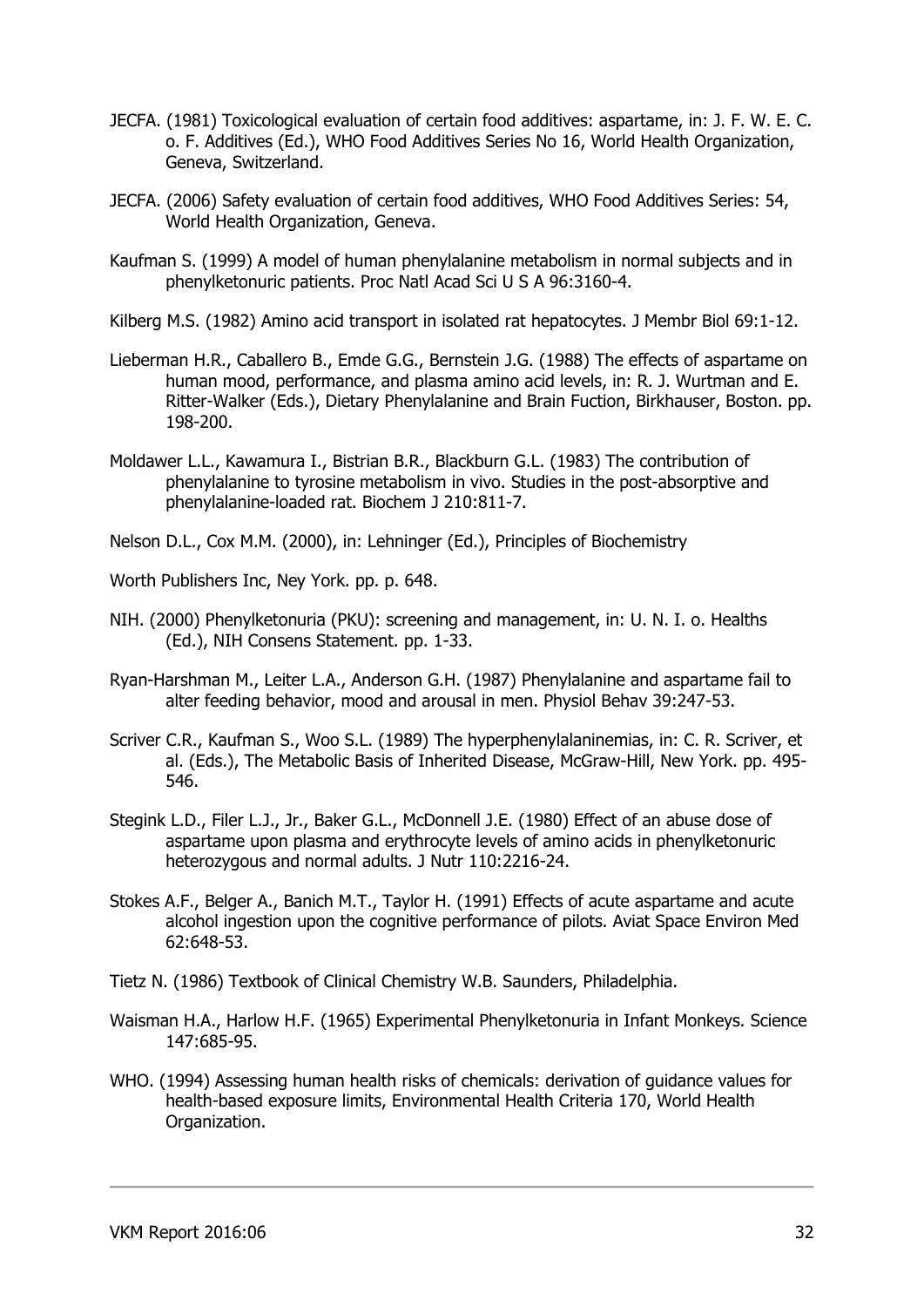JECFA. (1981) Toxicological evaluation of certain food additives: aspartame, in: J. F. W. E. C. o. F. Additives (Ed.), WHO Food Additives Series No 16, World Health Organization, Geneva, Switzerland.

JECFA. (2006) Safety evaluation of certain food additives, WHO Food Additives Series: 54, World Health Organization, Geneva.

Kaufman S. (1999) A model of human phenylalanine metabolism in normal subjects and in phenylketonuric patients. Proc Natl Acad Sci U S A 96:3160-4.

Kilberg M.S. (1982) Amino acid transport in isolated rat hepatocytes. J Membr Biol 69:1-12.

Lieberman H.R., Caballero B., Emde G.G., Bernstein J.G. (1988) The effects of aspartame on human mood, performance, and plasma amino acid levels, in: R. J. Wurtman and E. Ritter-Walker (Eds.), Dietary Phenylalanine and Brain Fuction, Birkhauser, Boston. pp. 198-200.

Moldawer L.L., Kawamura I., Bistrian B.R., Blackburn G.L. (1983) The contribution of phenylalanine to tyrosine metabolism in vivo. Studies in the post-absorptive and phenylalanine-loaded rat. Biochem J 210:811-7.

Nelson D.L., Cox M.M. (2000), in: Lehninger (Ed.), Principles of Biochemistry

Worth Publishers Inc, Ney York. pp. p. 648.

NIH. (2000) Phenylketonuria (PKU): screening and management, in: U. N. I. o. Healths (Ed.), NIH Consens Statement. pp. 1-33.

Ryan-Harshman M., Leiter L.A., Anderson G.H. (1987) Phenylalanine and aspartame fail to alter feeding behavior, mood and arousal in men. Physiol Behav 39:247-53.

Scriver C.R., Kaufman S., Woo S.L. (1989) The hyperphenylalaninemias, in: C. R. Scriver, et al. (Eds.), The Metabolic Basis of Inherited Disease, McGraw-Hill, New York. pp. 495-546.

Stegink L.D., Filer L.J., Jr., Baker G.L., McDonnell J.E. (1980) Effect of an abuse dose of aspartame upon plasma and erythrocyte levels of amino acids in phenylketonuric heterozygous and normal adults. J Nutr 110:2216-24.

Stokes A.F., Belger A., Banich M.T., Taylor H. (1991) Effects of acute aspartame and acute alcohol ingestion upon the cognitive performance of pilots. Aviat Space Environ Med 62:648-53.

Tietz N. (1986) Textbook of Clinical Chemistry W.B. Saunders, Philadelphia.

Waisman H.A., Harlow H.F. (1965) Experimental Phenylketonuria in Infant Monkeys. Science 147:685-95.

WHO. (1994) Assessing human health risks of chemicals: derivation of guidance values for health-based exposure limits, Environmental Health Criteria 170, World Health Organization.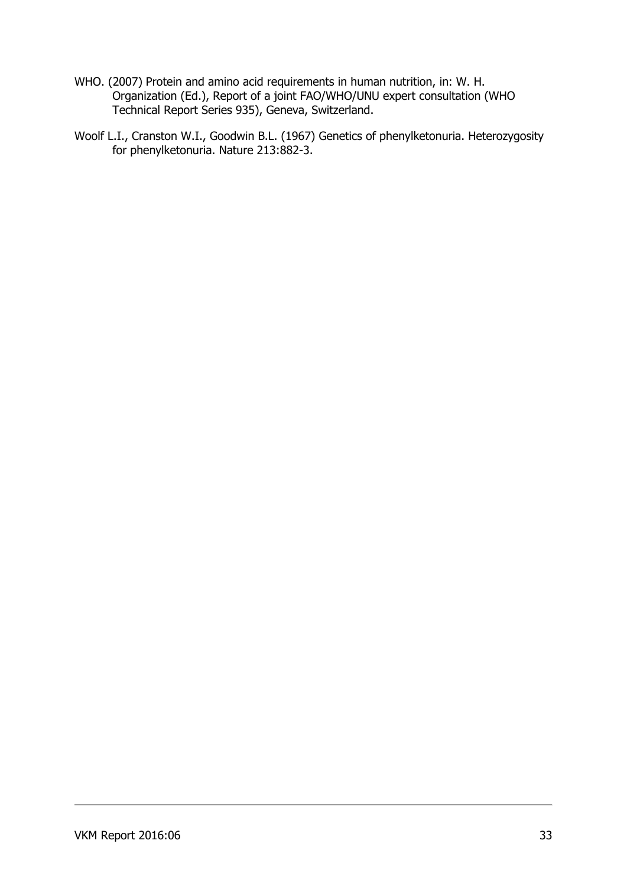WHO. (2007) Protein and amino acid requirements in human nutrition, in: W. H. Organization (Ed.), Report of a joint FAO/WHO/UNU expert consultation (WHO Technical Report Series 935), Geneva, Switzerland.

Woolf L.I., Cranston W.I., Goodwin B.L. (1967) Genetics of phenylketonuria. Heterozygosity for phenylketonuria. Nature 213:882-3.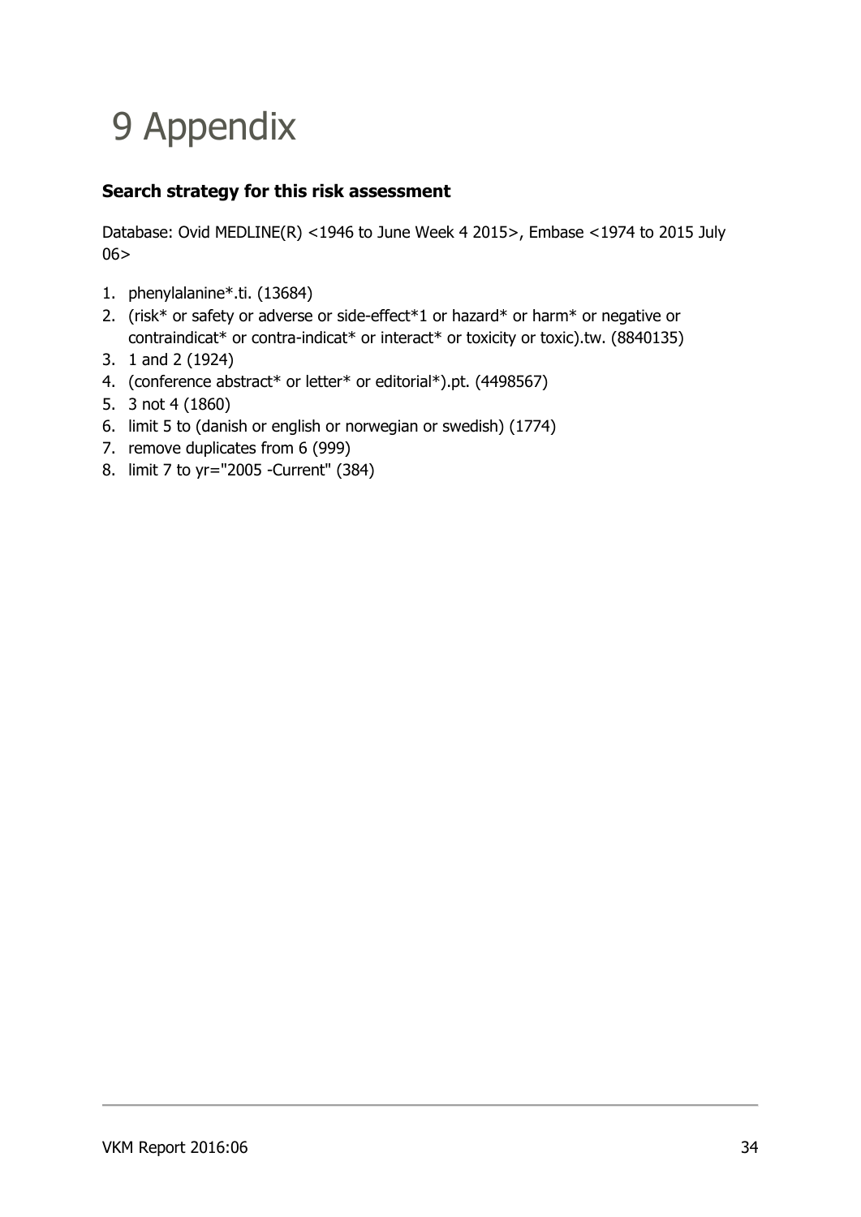# 9 Appendix

**Search strategy for this risk assessment**

Database: Ovid MEDLINE(R) <1946 to June Week 4 2015>, Embase <1974 to 2015 July 06>

1. phenylalanine*.ti. (13684)
2. (risk* or safety or adverse or side-effect*1 or hazard* or harm* or negative or contraindicat* or contra-indicat* or interact* or toxicity or toxic).tw. (8840135)
3. 1 and 2 (1924)
4. (conference abstract* or letter* or editorial*).pt. (4498567)
5. 3 not 4 (1860)
6. limit 5 to (danish or english or norwegian or swedish) (1774)
7. remove duplicates from 6 (999)
8. limit 7 to yr="2005 -Current" (384)